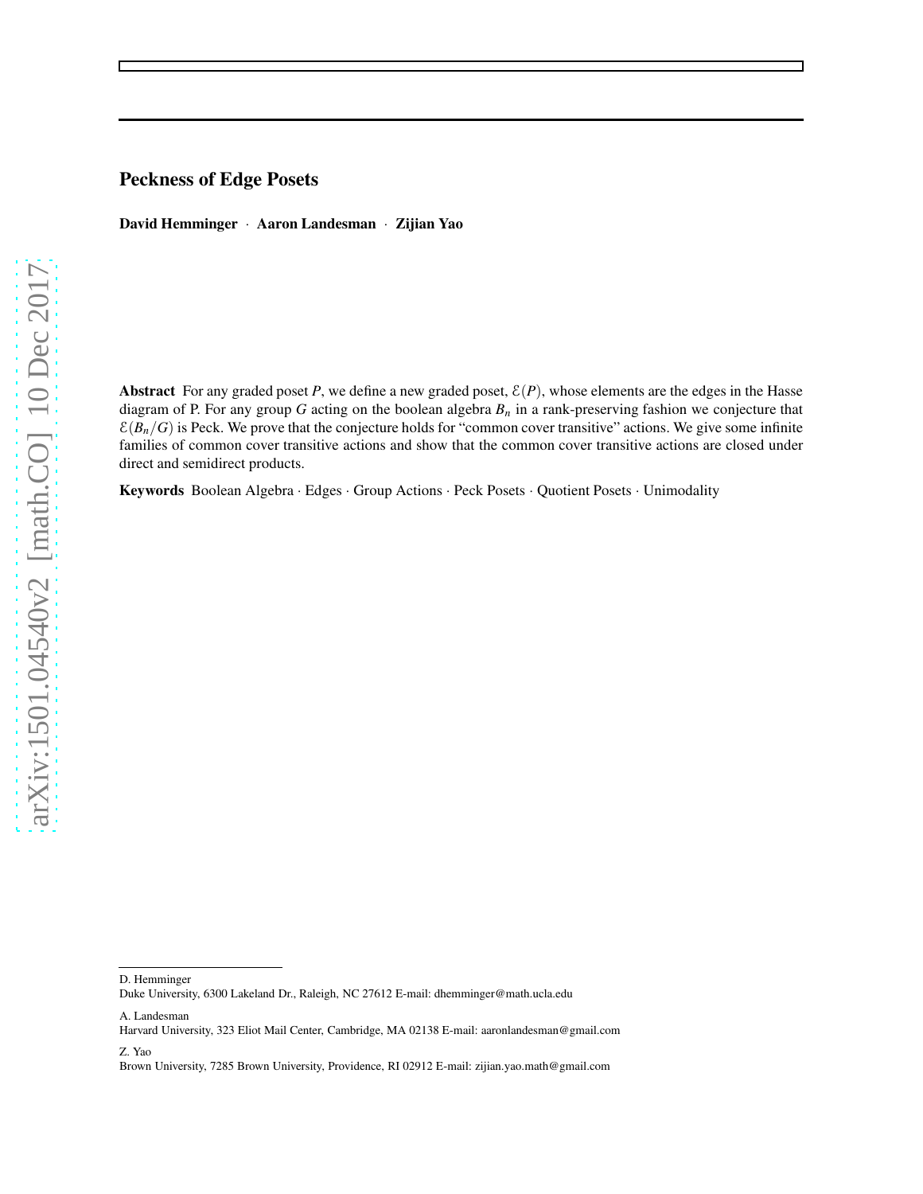# Peckness of Edge Posets

**David Hemminger** · **Aaron Landesman** · **Zijian Yao**

**Abstract** For any graded poset $P$, we define a new graded poset, $\mathcal{E}(P)$, whose elements are the edges in the Hasse diagram of P. For any group $G$ acting on the boolean algebra $B_n$ in a rank-preserving fashion we conjecture that $\mathcal{E}(B_n/G)$ is Peck. We prove that the conjecture holds for "common cover transitive" actions. We give some infinite families of common cover transitive actions and show that the common cover transitive actions are closed under direct and semidirect products.

**Keywords** Boolean Algebra · Edges · Group Actions · Peck Posets · Quotient Posets · Unimodality

---

D. Hemminger
Duke University, 6300 Lakeland Dr., Raleigh, NC 27612 E-mail: dhemminger@math.ucla.edu

A. Landesman
Harvard University, 323 Eliot Mail Center, Cambridge, MA 02138 E-mail: aaronlandesman@gmail.com

Z. Yao
Brown University, 7285 Brown University, Providence, RI 02912 E-mail: zijian.yao.math@gmail.com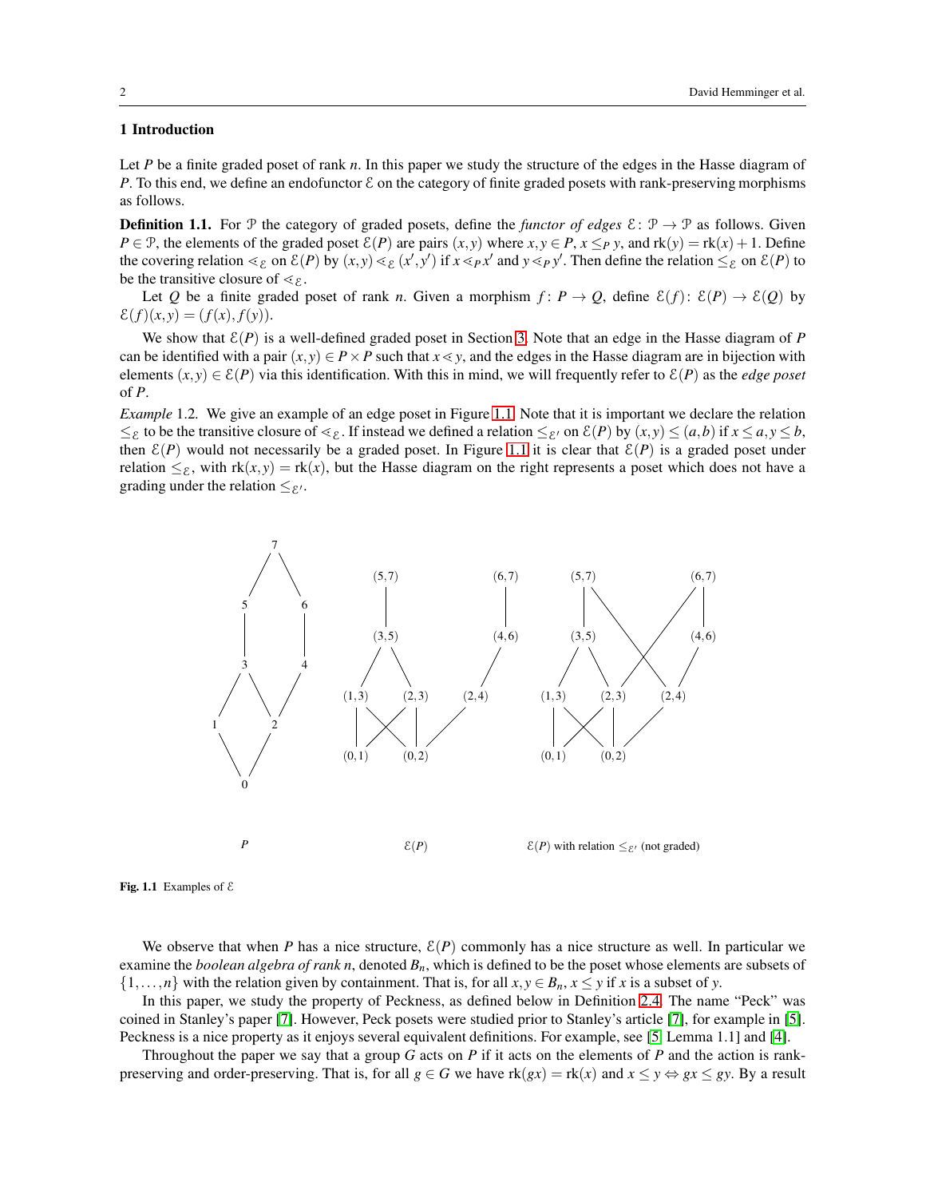## 1 Introduction

Let $P$ be a finite graded poset of rank $n$. In this paper we study the structure of the edges in the Hasse diagram of $P$. To this end, we define an endofunctor $\mathcal{E}$ on the category of finite graded posets with rank-preserving morphisms as follows.

**Definition 1.1.** For $\mathcal{P}$ the category of graded posets, define the *functor of edges* $\mathcal{E}\colon \mathcal{P} \to \mathcal{P}$ as follows. Given $P \in \mathcal{P}$, the elements of the graded poset $\mathcal{E}(P)$ are pairs $(x,y)$ where $x,y \in P$, $x \leq_P y$, and $\mathrm{rk}(y) = \mathrm{rk}(x)+1$. Define the covering relation $\lessdot_{\mathcal{E}}$ on $\mathcal{E}(P)$ by $(x,y) \lessdot_{\mathcal{E}} (x',y')$ if $x \lessdot_P x'$ and $y \lessdot_P y'$. Then define the relation $\leq_{\mathcal{E}}$ on $\mathcal{E}(P)$ to be the transitive closure of $\lessdot_{\mathcal{E}}$.

Let $Q$ be a finite graded poset of rank $n$. Given a morphism $f\colon P \to Q$, define $\mathcal{E}(f)\colon \mathcal{E}(P) \to \mathcal{E}(Q)$ by $\mathcal{E}(f)(x,y) = (f(x), f(y))$.

We show that $\mathcal{E}(P)$ is a well-defined graded poset in Section 3. Note that an edge in the Hasse diagram of $P$ can be identified with a pair $(x,y) \in P \times P$ such that $x \lessdot y$, and the edges in the Hasse diagram are in bijection with elements $(x,y) \in \mathcal{E}(P)$ via this identification. With this in mind, we will frequently refer to $\mathcal{E}(P)$ as the *edge poset* of $P$.

*Example* 1.2. We give an example of an edge poset in Figure 1.1. Note that it is important we declare the relation $\leq_{\mathcal{E}}$ to be the transitive closure of $\lessdot_{\mathcal{E}}$. If instead we defined a relation $\leq_{\mathcal{E}'}$ on $\mathcal{E}(P)$ by $(x,y) \leq (a,b)$ if $x \leq a, y \leq b$, then $\mathcal{E}(P)$ would not necessarily be a graded poset. In Figure 1.1 it is clear that $\mathcal{E}(P)$ is a graded poset under relation $\leq_{\mathcal{E}}$, with $\mathrm{rk}(x,y) = \mathrm{rk}(x)$, but the Hasse diagram on the right represents a poset which does not have a grading under the relation $\leq_{\mathcal{E}'}$.

$P$ $\qquad$ $\mathcal{E}(P)$ $\qquad$ $\mathcal{E}(P)$ with relation $\leq_{\mathcal{E}'}$ (not graded)

**Fig. 1.1** Examples of $\mathcal{E}$

We observe that when $P$ has a nice structure, $\mathcal{E}(P)$ commonly has a nice structure as well. In particular we examine the *boolean algebra of rank $n$*, denoted $B_n$, which is defined to be the poset whose elements are subsets of $\{1,\ldots,n\}$ with the relation given by containment. That is, for all $x,y \in B_n$, $x \leq y$ if $x$ is a subset of $y$.

In this paper, we study the property of Peckness, as defined below in Definition 2.4. The name "Peck" was coined in Stanley's paper [7]. However, Peck posets were studied prior to Stanley's article [7], for example in [5]. Peckness is a nice property as it enjoys several equivalent definitions. For example, see [5, Lemma 1.1] and [4].

Throughout the paper we say that a group $G$ acts on $P$ if it acts on the elements of $P$ and the action is rank-preserving and order-preserving. That is, for all $g \in G$ we have $\mathrm{rk}(gx) = \mathrm{rk}(x)$ and $x \leq y \Leftrightarrow gx \leq gy$. By a result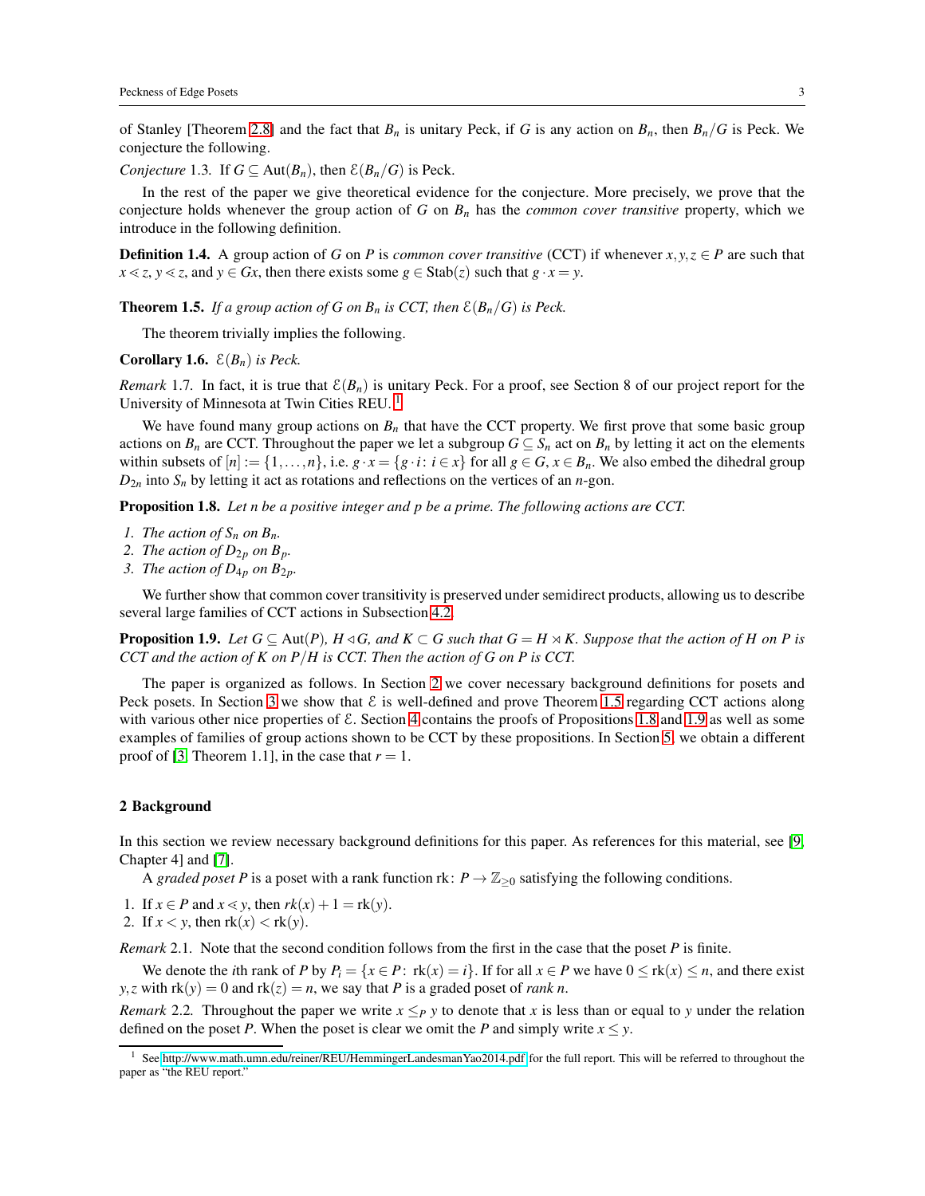of Stanley [Theorem 2.8] and the fact that $B_n$ is unitary Peck, if $G$ is any action on $B_n$, then $B_n/G$ is Peck. We conjecture the following.

*Conjecture* 1.3. If $G \subseteq \mathrm{Aut}(B_n)$, then $\mathcal{E}(B_n/G)$ is Peck.

In the rest of the paper we give theoretical evidence for the conjecture. More precisely, we prove that the conjecture holds whenever the group action of $G$ on $B_n$ has the *common cover transitive* property, which we introduce in the following definition.

**Definition 1.4.** A group action of $G$ on $P$ is *common cover transitive* (CCT) if whenever $x,y,z \in P$ are such that $x \lessdot z$, $y \lessdot z$, and $y \in Gx$, then there exists some $g \in \mathrm{Stab}(z)$ such that $g \cdot x = y$.

**Theorem 1.5.** *If a group action of $G$ on $B_n$ is CCT, then $\mathcal{E}(B_n/G)$ is Peck.*

The theorem trivially implies the following.

**Corollary 1.6.** *$\mathcal{E}(B_n)$ is Peck.*

*Remark* 1.7. In fact, it is true that $\mathcal{E}(B_n)$ is unitary Peck. For a proof, see Section 8 of our project report for the University of Minnesota at Twin Cities REU. [1]

We have found many group actions on $B_n$ that have the CCT property. We first prove that some basic group actions on $B_n$ are CCT. Throughout the paper we let a subgroup $G \subseteq S_n$ act on $B_n$ by letting it act on the elements within subsets of $[n] := \{1,\dots,n\}$, i.e. $g \cdot x = \{g \cdot i \colon i \in x\}$ for all $g \in G$, $x \in B_n$. We also embed the dihedral group $D_{2n}$ into $S_n$ by letting it act as rotations and reflections on the vertices of an $n$-gon.

**Proposition 1.8.** *Let $n$ be a positive integer and $p$ be a prime. The following actions are CCT.*

1. *The action of $S_n$ on $B_n$.*
2. *The action of $D_{2p}$ on $B_p$.*
3. *The action of $D_{4p}$ on $B_{2p}$.*

We further show that common cover transitivity is preserved under semidirect products, allowing us to describe several large families of CCT actions in Subsection 4.2.

**Proposition 1.9.** *Let $G \subseteq \mathrm{Aut}(P)$, $H \triangleleft G$, and $K \subset G$ such that $G = H \rtimes K$. Suppose that the action of $H$ on $P$ is CCT and the action of $K$ on $P/H$ is CCT. Then the action of $G$ on $P$ is CCT.*

The paper is organized as follows. In Section 2 we cover necessary background definitions for posets and Peck posets. In Section 3 we show that $\mathcal{E}$ is well-defined and prove Theorem 1.5 regarding CCT actions along with various other nice properties of $\mathcal{E}$. Section 4 contains the proofs of Propositions 1.8 and 1.9 as well as some examples of families of group actions shown to be CCT by these propositions. In Section 5, we obtain a different proof of [3, Theorem 1.1], in the case that $r = 1$.

## 2 Background

In this section we review necessary background definitions for this paper. As references for this material, see [9, Chapter 4] and [7].

A *graded poset* $P$ is a poset with a rank function $\mathrm{rk} \colon P \to \mathbb{Z}_{\geq 0}$ satisfying the following conditions.

1. If $x \in P$ and $x \lessdot y$, then $rk(x) + 1 = \mathrm{rk}(y)$.
2. If $x < y$, then $\mathrm{rk}(x) < \mathrm{rk}(y)$.

*Remark* 2.1. Note that the second condition follows from the first in the case that the poset $P$ is finite.

We denote the $i$th rank of $P$ by $P_i = \{x \in P \colon \mathrm{rk}(x) = i\}$. If for all $x \in P$ we have $0 \leq \mathrm{rk}(x) \leq n$, and there exist $y,z$ with $\mathrm{rk}(y) = 0$ and $\mathrm{rk}(z) = n$, we say that $P$ is a graded poset of *rank* $n$.

*Remark* 2.2. Throughout the paper we write $x \leq_P y$ to denote that $x$ is less than or equal to $y$ under the relation defined on the poset $P$. When the poset is clear we omit the $P$ and simply write $x \leq y$.

[1] See http://www.math.umn.edu/reiner/REU/HemmingerLandesmanYao2014.pdf for the full report. This will be referred to throughout the paper as "the REU report."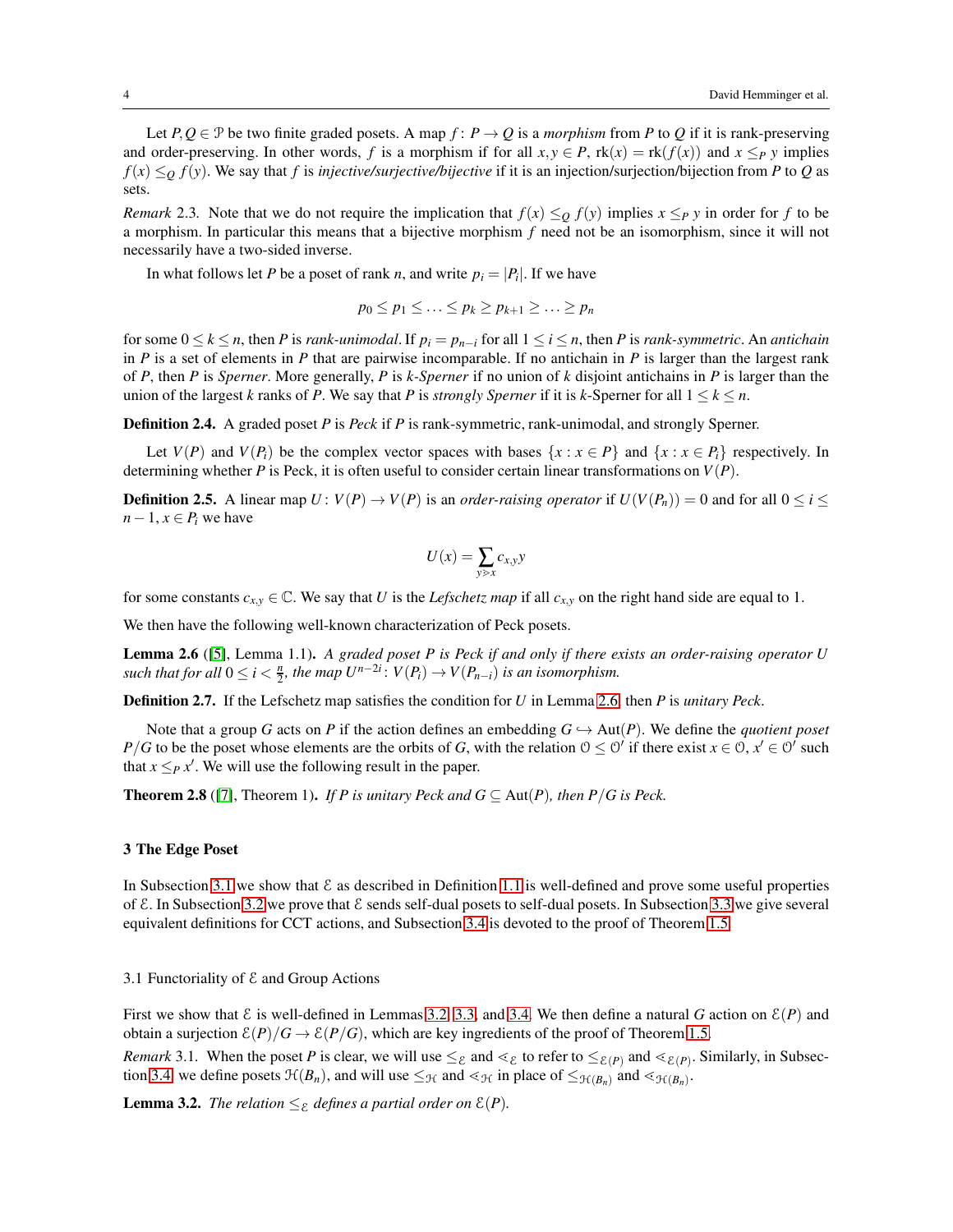Let $P, Q \in \mathcal{P}$ be two finite graded posets. A map $f\colon P \to Q$ is a *morphism* from $P$ to $Q$ if it is rank-preserving and order-preserving. In other words, $f$ is a morphism if for all $x, y \in P$, $\mathrm{rk}(x) = \mathrm{rk}(f(x))$ and $x \leq_P y$ implies $f(x) \leq_Q f(y)$. We say that $f$ is *injective/surjective/bijective* if it is an injection/surjection/bijection from $P$ to $Q$ as sets.

*Remark* 2.3. Note that we do not require the implication that $f(x) \leq_Q f(y)$ implies $x \leq_P y$ in order for $f$ to be a morphism. In particular this means that a bijective morphism $f$ need not be an isomorphism, since it will not necessarily have a two-sided inverse.

In what follows let $P$ be a poset of rank $n$, and write $p_i = |P_i|$. If we have

$$p_0 \leq p_1 \leq \ldots \leq p_k \geq p_{k+1} \geq \ldots \geq p_n$$

for some $0 \leq k \leq n$, then $P$ is *rank-unimodal*. If $p_i = p_{n-i}$ for all $1 \leq i \leq n$, then $P$ is *rank-symmetric*. An *antichain* in $P$ is a set of elements in $P$ that are pairwise incomparable. If no antichain in $P$ is larger than the largest rank of $P$, then $P$ is *Sperner*. More generally, $P$ is *$k$-Sperner* if no union of $k$ disjoint antichains in $P$ is larger than the union of the largest $k$ ranks of $P$. We say that $P$ is *strongly Sperner* if it is $k$-Sperner for all $1 \leq k \leq n$.

**Definition 2.4.** A graded poset $P$ is *Peck* if $P$ is rank-symmetric, rank-unimodal, and strongly Sperner.

Let $V(P)$ and $V(P_i)$ be the complex vector spaces with bases $\{x : x \in P\}$ and $\{x : x \in P_i\}$ respectively. In determining whether $P$ is Peck, it is often useful to consider certain linear transformations on $V(P)$.

**Definition 2.5.** A linear map $U\colon V(P) \to V(P)$ is an *order-raising operator* if $U(V(P_n)) = 0$ and for all $0 \leq i \leq n-1$, $x \in P_i$ we have

$$U(x) = \sum_{y \gtrdot x} c_{x,y} y$$

for some constants $c_{x,y} \in \mathbb{C}$. We say that $U$ is the *Lefschetz map* if all $c_{x,y}$ on the right hand side are equal to 1.

We then have the following well-known characterization of Peck posets.

**Lemma 2.6** ([5], Lemma 1.1)**.** *A graded poset $P$ is Peck if and only if there exists an order-raising operator $U$ such that for all $0 \leq i < \frac{n}{2}$, the map $U^{n-2i}\colon V(P_i) \to V(P_{n-i})$ is an isomorphism.*

**Definition 2.7.** If the Lefschetz map satisfies the condition for $U$ in Lemma 2.6, then $P$ is *unitary Peck*.

Note that a group $G$ acts on $P$ if the action defines an embedding $G \hookrightarrow \mathrm{Aut}(P)$. We define the *quotient poset* $P/G$ to be the poset whose elements are the orbits of $G$, with the relation $\mathcal{O} \leq \mathcal{O}'$ if there exist $x \in \mathcal{O}$, $x' \in \mathcal{O}'$ such that $x \leq_P x'$. We will use the following result in the paper.

**Theorem 2.8** ([7], Theorem 1)**.** *If $P$ is unitary Peck and $G \subseteq \mathrm{Aut}(P)$, then $P/G$ is Peck.*

## 3 The Edge Poset

In Subsection 3.1 we show that $\mathcal{E}$ as described in Definition 1.1 is well-defined and prove some useful properties of $\mathcal{E}$. In Subsection 3.2 we prove that $\mathcal{E}$ sends self-dual posets to self-dual posets. In Subsection 3.3 we give several equivalent definitions for CCT actions, and Subsection 3.4 is devoted to the proof of Theorem 1.5.

### 3.1 Functoriality of $\mathcal{E}$ and Group Actions

First we show that $\mathcal{E}$ is well-defined in Lemmas 3.2, 3.3, and 3.4. We then define a natural $G$ action on $\mathcal{E}(P)$ and obtain a surjection $\mathcal{E}(P)/G \to \mathcal{E}(P/G)$, which are key ingredients of the proof of Theorem 1.5.

*Remark* 3.1. When the poset $P$ is clear, we will use $\leq_{\mathcal{E}}$ and $\lessdot_{\mathcal{E}}$ to refer to $\leq_{\mathcal{E}(P)}$ and $\lessdot_{\mathcal{E}(P)}$. Similarly, in Subsection 3.4 we define posets $\mathcal{H}(B_n)$, and will use $\leq_{\mathcal{H}}$ and $\lessdot_{\mathcal{H}}$ in place of $\leq_{\mathcal{H}(B_n)}$ and $\lessdot_{\mathcal{H}(B_n)}$.

**Lemma 3.2.** *The relation $\leq_{\mathcal{E}}$ defines a partial order on $\mathcal{E}(P)$.*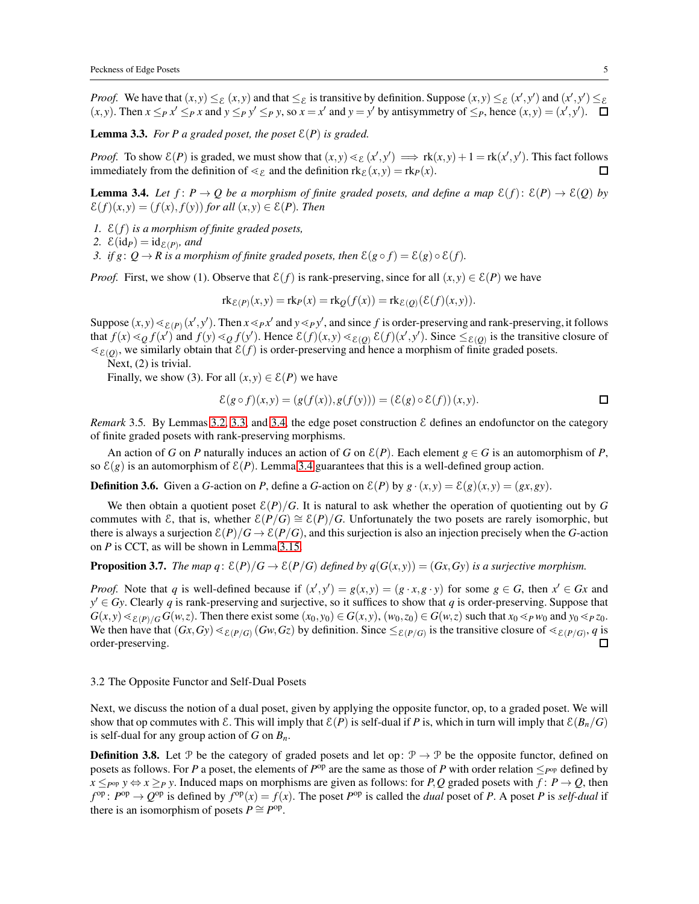*Proof.* We have that $(x,y) \leq_{\mathcal{E}} (x,y)$ and that $\leq_{\mathcal{E}}$ is transitive by definition. Suppose $(x,y) \leq_{\mathcal{E}} (x',y')$ and $(x',y') \leq_{\mathcal{E}} (x,y)$. Then $x \leq_P x' \leq_P x$ and $y \leq_P y' \leq_P y$, so $x = x'$ and $y = y'$ by antisymmetry of $\leq_P$, hence $(x,y) = (x',y')$. $\square$

**Lemma 3.3.** *For $P$ a graded poset, the poset $\mathcal{E}(P)$ is graded.*

*Proof.* To show $\mathcal{E}(P)$ is graded, we must show that $(x,y) \lessdot_{\mathcal{E}} (x',y') \implies \mathrm{rk}(x,y)+1 = \mathrm{rk}(x',y')$. This fact follows immediately from the definition of $\lessdot_{\mathcal{E}}$ and the definition $\mathrm{rk}_{\mathcal{E}}(x,y) = \mathrm{rk}_P(x)$. $\square$

**Lemma 3.4.** *Let $f\colon P \to Q$ be a morphism of finite graded posets, and define a map $\mathcal{E}(f)\colon \mathcal{E}(P) \to \mathcal{E}(Q)$ by $\mathcal{E}(f)(x,y) = (f(x), f(y))$ for all $(x,y) \in \mathcal{E}(P)$. Then*

1. *$\mathcal{E}(f)$ is a morphism of finite graded posets,*
2. *$\mathcal{E}(\mathrm{id}_P) = \mathrm{id}_{\mathcal{E}(P)}$, and*
3. *if $g\colon Q \to R$ is a morphism of finite graded posets, then $\mathcal{E}(g \circ f) = \mathcal{E}(g) \circ \mathcal{E}(f)$.*

*Proof.* First, we show (1). Observe that $\mathcal{E}(f)$ is rank-preserving, since for all $(x,y) \in \mathcal{E}(P)$ we have

$$\mathrm{rk}_{\mathcal{E}(P)}(x,y) = \mathrm{rk}_P(x) = \mathrm{rk}_Q(f(x)) = \mathrm{rk}_{\mathcal{E}(Q)}(\mathcal{E}(f)(x,y)).$$

Suppose $(x,y) \lessdot_{\mathcal{E}(P)} (x',y')$. Then $x \lessdot_P x'$ and $y \lessdot_P y'$, and since $f$ is order-preserving and rank-preserving, it follows that $f(x) \lessdot_Q f(x')$ and $f(y) \lessdot_Q f(y')$. Hence $\mathcal{E}(f)(x,y) \lessdot_{\mathcal{E}(Q)} \mathcal{E}(f)(x',y')$. Since $\leq_{\mathcal{E}(Q)}$ is the transitive closure of $\lessdot_{\mathcal{E}(Q)}$, we similarly obtain that $\mathcal{E}(f)$ is order-preserving and hence a morphism of finite graded posets.

Next, (2) is trivial.

Finally, we show (3). For all $(x,y) \in \mathcal{E}(P)$ we have

$$\mathcal{E}(g \circ f)(x,y) = (g(f(x)), g(f(y))) = (\mathcal{E}(g) \circ \mathcal{E}(f))(x,y). \qquad \square$$

*Remark* 3.5. By Lemmas 3.2, 3.3, and 3.4, the edge poset construction $\mathcal{E}$ defines an endofunctor on the category of finite graded posets with rank-preserving morphisms.

An action of $G$ on $P$ naturally induces an action of $G$ on $\mathcal{E}(P)$. Each element $g \in G$ is an automorphism of $P$, so $\mathcal{E}(g)$ is an automorphism of $\mathcal{E}(P)$. Lemma 3.4 guarantees that this is a well-defined group action.

**Definition 3.6.** Given a $G$-action on $P$, define a $G$-action on $\mathcal{E}(P)$ by $g \cdot (x,y) = \mathcal{E}(g)(x,y) = (gx, gy)$.

We then obtain a quotient poset $\mathcal{E}(P)/G$. It is natural to ask whether the operation of quotienting out by $G$ commutes with $\mathcal{E}$, that is, whether $\mathcal{E}(P/G) \cong \mathcal{E}(P)/G$. Unfortunately the two posets are rarely isomorphic, but there is always a surjection $\mathcal{E}(P)/G \to \mathcal{E}(P/G)$, and this surjection is also an injection precisely when the $G$-action on $P$ is CCT, as will be shown in Lemma 3.15.

**Proposition 3.7.** *The map $q\colon \mathcal{E}(P)/G \to \mathcal{E}(P/G)$ defined by $q(G(x,y)) = (Gx, Gy)$ is a surjective morphism.*

*Proof.* Note that $q$ is well-defined because if $(x',y') = g(x,y) = (g \cdot x, g \cdot y)$ for some $g \in G$, then $x' \in Gx$ and $y' \in Gy$. Clearly $q$ is rank-preserving and surjective, so it suffices to show that $q$ is order-preserving. Suppose that $G(x,y) \lessdot_{\mathcal{E}(P)/G} G(w,z)$. Then there exist some $(x_0,y_0) \in G(x,y)$, $(w_0,z_0) \in G(w,z)$ such that $x_0 \lessdot_P w_0$ and $y_0 \lessdot_P z_0$. We then have that $(Gx, Gy) \lessdot_{\mathcal{E}(P/G)} (Gw, Gz)$ by definition. Since $\leq_{\mathcal{E}(P/G)}$ is the transitive closure of $\lessdot_{\mathcal{E}(P/G)}$, $q$ is order-preserving. $\square$

### 3.2 The Opposite Functor and Self-Dual Posets

Next, we discuss the notion of a dual poset, given by applying the opposite functor, op, to a graded poset. We will show that op commutes with $\mathcal{E}$. This will imply that $\mathcal{E}(P)$ is self-dual if $P$ is, which in turn will imply that $\mathcal{E}(B_n/G)$ is self-dual for any group action of $G$ on $B_n$.

**Definition 3.8.** Let $\mathcal{P}$ be the category of graded posets and let $\mathrm{op}\colon \mathcal{P} \to \mathcal{P}$ be the opposite functor, defined on posets as follows. For $P$ a poset, the elements of $P^{\mathrm{op}}$ are the same as those of $P$ with order relation $\leq_{P^{\mathrm{op}}}$ defined by $x \leq_{P^{\mathrm{op}}} y \Leftrightarrow x \geq_P y$. Induced maps on morphisms are given as follows: for $P,Q$ graded posets with $f\colon P \to Q$, then $f^{\mathrm{op}}\colon P^{\mathrm{op}} \to Q^{\mathrm{op}}$ is defined by $f^{\mathrm{op}}(x) = f(x)$. The poset $P^{\mathrm{op}}$ is called the *dual* poset of $P$. A poset $P$ is *self-dual* if there is an isomorphism of posets $P \cong P^{\mathrm{op}}$.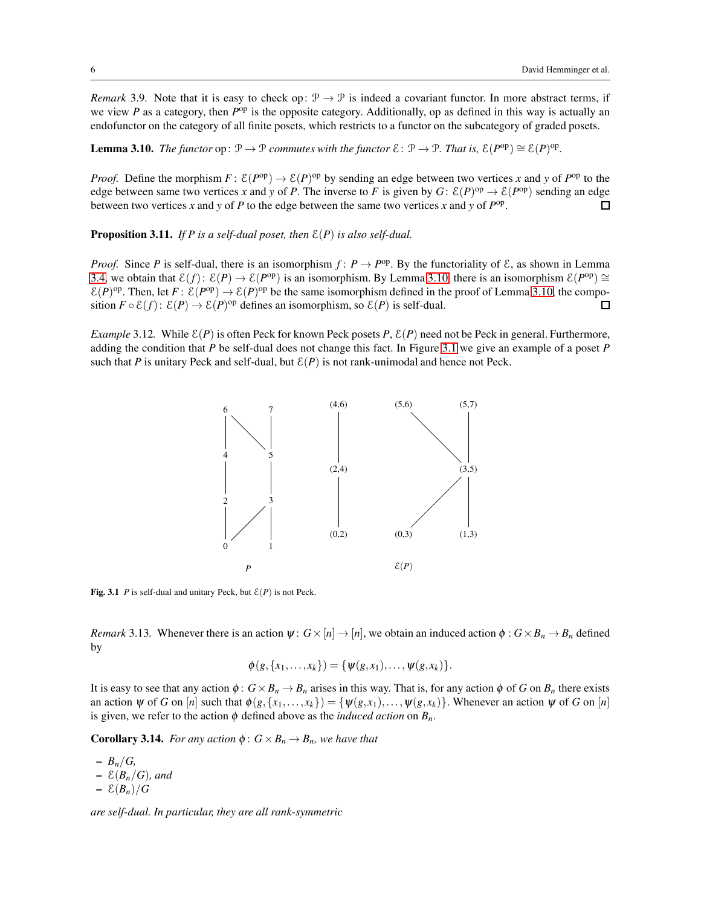*Remark* 3.9. Note that it is easy to check $\mathrm{op}: \mathcal{P} \to \mathcal{P}$ is indeed a covariant functor. In more abstract terms, if we view $P$ as a category, then $P^{\mathrm{op}}$ is the opposite category. Additionally, op as defined in this way is actually an endofunctor on the category of all finite posets, which restricts to a functor on the subcategory of graded posets.

**Lemma 3.10.** *The functor* $\mathrm{op}: \mathcal{P} \to \mathcal{P}$ *commutes with the functor* $\mathcal{E}: \mathcal{P} \to \mathcal{P}$. *That is,* $\mathcal{E}(P^{\mathrm{op}}) \cong \mathcal{E}(P)^{\mathrm{op}}$.

*Proof.* Define the morphism $F: \mathcal{E}(P^{\mathrm{op}}) \to \mathcal{E}(P)^{\mathrm{op}}$ by sending an edge between two vertices $x$ and $y$ of $P^{\mathrm{op}}$ to the edge between same two vertices $x$ and $y$ of $P$. The inverse to $F$ is given by $G: \mathcal{E}(P)^{\mathrm{op}} \to \mathcal{E}(P^{\mathrm{op}})$ sending an edge between two vertices $x$ and $y$ of $P$ to the edge between the same two vertices $x$ and $y$ of $P^{\mathrm{op}}$. □

**Proposition 3.11.** *If $P$ is a self-dual poset, then $\mathcal{E}(P)$ is also self-dual.*

*Proof.* Since $P$ is self-dual, there is an isomorphism $f: P \to P^{\mathrm{op}}$. By the functoriality of $\mathcal{E}$, as shown in Lemma 3.4, we obtain that $\mathcal{E}(f): \mathcal{E}(P) \to \mathcal{E}(P^{\mathrm{op}})$ is an isomorphism. By Lemma 3.10, there is an isomorphism $\mathcal{E}(P^{\mathrm{op}}) \cong \mathcal{E}(P)^{\mathrm{op}}$. Then, let $F: \mathcal{E}(P^{\mathrm{op}}) \to \mathcal{E}(P)^{\mathrm{op}}$ be the same isomorphism defined in the proof of Lemma 3.10, the composition $F \circ \mathcal{E}(f): \mathcal{E}(P) \to \mathcal{E}(P)^{\mathrm{op}}$ defines an isomorphism, so $\mathcal{E}(P)$ is self-dual. □

*Example* 3.12. While $\mathcal{E}(P)$ is often Peck for known Peck posets $P$, $\mathcal{E}(P)$ need not be Peck in general. Furthermore, adding the condition that $P$ be self-dual does not change this fact. In Figure 3.1 we give an example of a poset $P$ such that $P$ is unitary Peck and self-dual, but $\mathcal{E}(P)$ is not rank-unimodal and hence not Peck.

**Fig. 3.1** $P$ is self-dual and unitary Peck, but $\mathcal{E}(P)$ is not Peck.

*Remark* 3.13. Whenever there is an action $\psi: G \times [n] \to [n]$, we obtain an induced action $\phi: G \times B_n \to B_n$ defined by

$$\phi(g, \{x_1, \ldots, x_k\}) = \{\psi(g, x_1), \ldots, \psi(g, x_k)\}.$$

It is easy to see that any action $\phi: G \times B_n \to B_n$ arises in this way. That is, for any action $\phi$ of $G$ on $B_n$ there exists an action $\psi$ of $G$ on $[n]$ such that $\phi(g, \{x_1, \ldots, x_k\}) = \{\psi(g, x_1), \ldots, \psi(g, x_k)\}$. Whenever an action $\psi$ of $G$ on $[n]$ is given, we refer to the action $\phi$ defined above as the *induced action* on $B_n$.

**Corollary 3.14.** *For any action* $\phi: G \times B_n \to B_n$, *we have that*

- $B_n/G$,
- $\mathcal{E}(B_n/G)$, *and*
- $\mathcal{E}(B_n)/G$

*are self-dual. In particular, they are all rank-symmetric*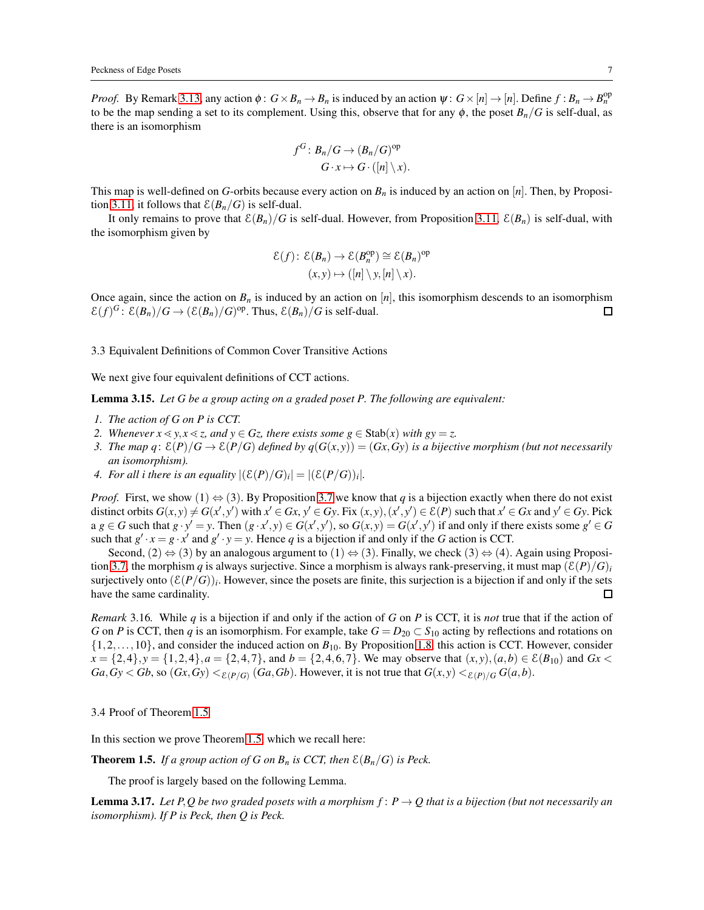*Proof.* By Remark 3.13, any action $\phi\colon G\times B_n \to B_n$ is induced by an action $\psi\colon G\times[n]\to[n]$. Define $f: B_n \to B_n^{\mathrm{op}}$ to be the map sending a set to its complement. Using this, observe that for any $\phi$, the poset $B_n/G$ is self-dual, as there is an isomorphism

$$f^G\colon B_n/G \to (B_n/G)^{\mathrm{op}}$$
$$G\cdot x \mapsto G\cdot([n]\setminus x).$$

This map is well-defined on $G$-orbits because every action on $B_n$ is induced by an action on $[n]$. Then, by Proposition 3.11, it follows that $\mathcal{E}(B_n/G)$ is self-dual.

It only remains to prove that $\mathcal{E}(B_n)/G$ is self-dual. However, from Proposition 3.11, $\mathcal{E}(B_n)$ is self-dual, with the isomorphism given by

$$\mathcal{E}(f)\colon \mathcal{E}(B_n)\to \mathcal{E}(B_n^{\mathrm{op}})\cong \mathcal{E}(B_n)^{\mathrm{op}}$$
$$(x,y)\mapsto([n]\setminus y,[n]\setminus x).$$

Once again, since the action on $B_n$ is induced by an action on $[n]$, this isomorphism descends to an isomorphism $\mathcal{E}(f)^G\colon \mathcal{E}(B_n)/G \to (\mathcal{E}(B_n)/G)^{\mathrm{op}}$. Thus, $\mathcal{E}(B_n)/G$ is self-dual. □

### 3.3 Equivalent Definitions of Common Cover Transitive Actions

We next give four equivalent definitions of CCT actions.

**Lemma 3.15.** *Let $G$ be a group acting on a graded poset $P$. The following are equivalent:*

1. *The action of $G$ on $P$ is CCT.*
2. *Whenever $x\lessdot y, x\lessdot z$, and $y\in Gz$, there exists some $g\in \mathrm{Stab}(x)$ with $gy=z$.*
3. *The map $q\colon \mathcal{E}(P)/G\to \mathcal{E}(P/G)$ defined by $q(G(x,y)) = (Gx,Gy)$ is a bijective morphism (but not necessarily an isomorphism).*
4. *For all $i$ there is an equality $|(\mathcal{E}(P)/G)_i| = |(\mathcal{E}(P/G))_i|$.*

*Proof.* First, we show (1) $\Leftrightarrow$ (3). By Proposition 3.7 we know that $q$ is a bijection exactly when there do not exist distinct orbits $G(x,y)\neq G(x',y')$ with $x'\in Gx$, $y'\in Gy$. Fix $(x,y),(x',y')\in\mathcal{E}(P)$ such that $x'\in Gx$ and $y'\in Gy$. Pick a $g\in G$ such that $g\cdot y' = y$. Then $(g\cdot x', y)\in G(x',y')$, so $G(x,y) = G(x',y')$ if and only if there exists some $g'\in G$ such that $g'\cdot x = g\cdot x'$ and $g'\cdot y = y$. Hence $q$ is a bijection if and only if the $G$ action is CCT.

Second, (2) $\Leftrightarrow$ (3) by an analogous argument to (1) $\Leftrightarrow$ (3). Finally, we check (3) $\Leftrightarrow$ (4). Again using Proposition 3.7, the morphism $q$ is always surjective. Since a morphism is always rank-preserving, it must map $(\mathcal{E}(P)/G)_i$ surjectively onto $(\mathcal{E}(P/G))_i$. However, since the posets are finite, this surjection is a bijection if and only if the sets have the same cardinality. □

*Remark* 3.16. While $q$ is a bijection if and only if the action of $G$ on $P$ is CCT, it is *not* true that if the action of $G$ on $P$ is CCT, then $q$ is an isomorphism. For example, take $G = D_{20}\subset S_{10}$ acting by reflections and rotations on $\{1,2,\dots,10\}$, and consider the induced action on $B_{10}$. By Proposition 1.8, this action is CCT. However, consider $x=\{2,4\}, y=\{1,2,4\}, a=\{2,4,7\}$, and $b=\{2,4,6,7\}$. We may observe that $(x,y),(a,b)\in\mathcal{E}(B_{10})$ and $Gx<Ga, Gy<Gb$, so $(Gx,Gy)<_{\mathcal{E}(P/G)}(Ga,Gb)$. However, it is not true that $G(x,y)<_{\mathcal{E}(P)/G} G(a,b)$.

### 3.4 Proof of Theorem 1.5

In this section we prove Theorem 1.5, which we recall here:

**Theorem 1.5.** *If a group action of $G$ on $B_n$ is CCT, then $\mathcal{E}(B_n/G)$ is Peck.*

The proof is largely based on the following Lemma.

**Lemma 3.17.** *Let $P,Q$ be two graded posets with a morphism $f\colon P\to Q$ that is a bijection (but not necessarily an isomorphism). If $P$ is Peck, then $Q$ is Peck.*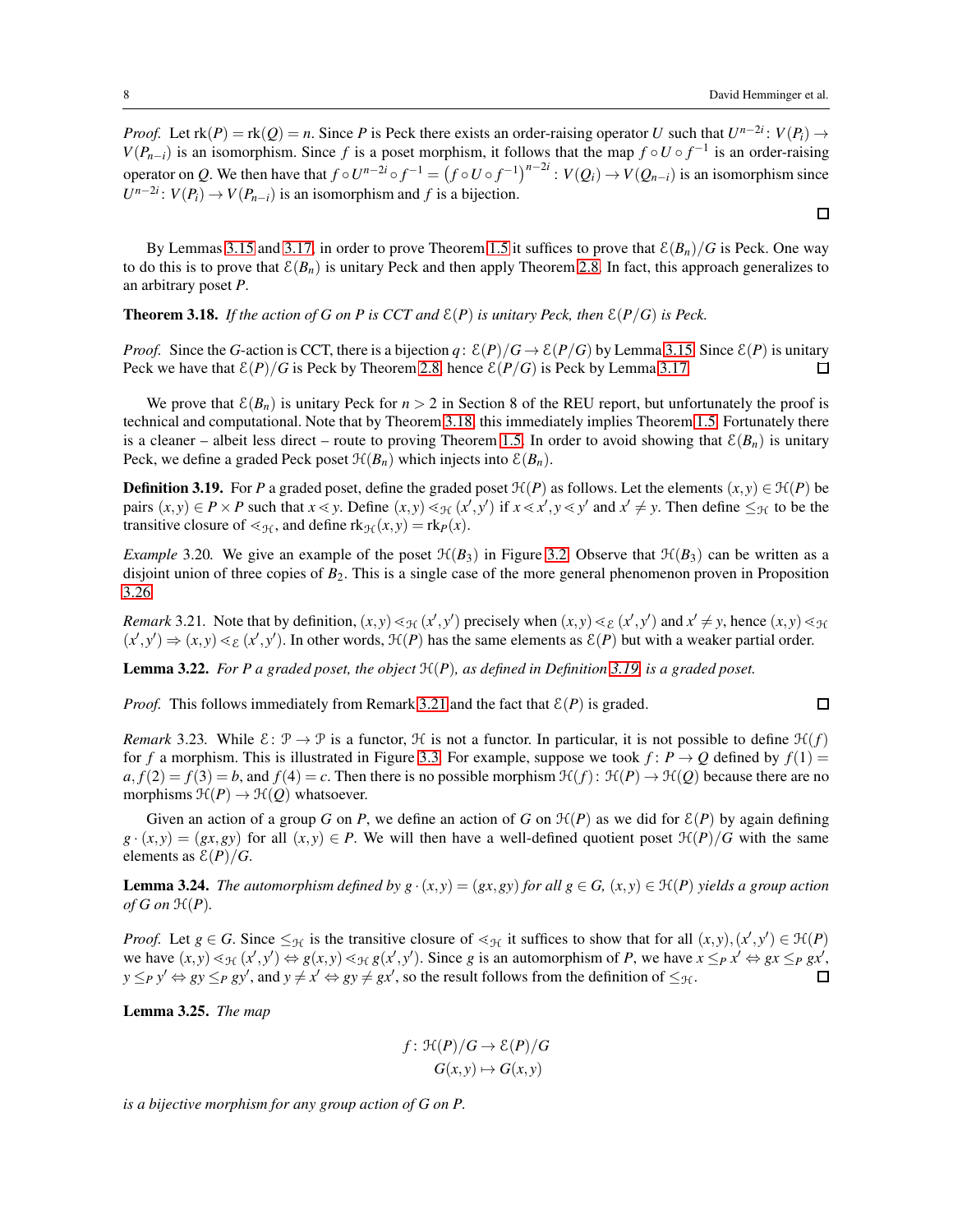*Proof.* Let $\mathrm{rk}(P) = \mathrm{rk}(Q) = n$. Since $P$ is Peck there exists an order-raising operator $U$ such that $U^{n-2i}\colon V(P_i) \to V(P_{n-i})$ is an isomorphism. Since $f$ is a poset morphism, it follows that the map $f \circ U \circ f^{-1}$ is an order-raising operator on $Q$. We then have that $f \circ U^{n-2i} \circ f^{-1} = \left(f \circ U \circ f^{-1}\right)^{n-2i} : V(Q_i) \to V(Q_{n-i})$ is an isomorphism since $U^{n-2i}\colon V(P_i) \to V(P_{n-i})$ is an isomorphism and $f$ is a bijection. $\square$

By Lemmas 3.15 and 3.17, in order to prove Theorem 1.5 it suffices to prove that $\mathcal{E}(B_n)/G$ is Peck. One way to do this is to prove that $\mathcal{E}(B_n)$ is unitary Peck and then apply Theorem 2.8. In fact, this approach generalizes to an arbitrary poset $P$.

**Theorem 3.18.** *If the action of $G$ on $P$ is CCT and $\mathcal{E}(P)$ is unitary Peck, then $\mathcal{E}(P/G)$ is Peck.*

*Proof.* Since the $G$-action is CCT, there is a bijection $q\colon \mathcal{E}(P)/G \to \mathcal{E}(P/G)$ by Lemma 3.15. Since $\mathcal{E}(P)$ is unitary Peck we have that $\mathcal{E}(P)/G$ is Peck by Theorem 2.8, hence $\mathcal{E}(P/G)$ is Peck by Lemma 3.17. $\square$

We prove that $\mathcal{E}(B_n)$ is unitary Peck for $n > 2$ in Section 8 of the REU report, but unfortunately the proof is technical and computational. Note that by Theorem 3.18, this immediately implies Theorem 1.5. Fortunately there is a cleaner – albeit less direct – route to proving Theorem 1.5. In order to avoid showing that $\mathcal{E}(B_n)$ is unitary Peck, we define a graded Peck poset $\mathcal{H}(B_n)$ which injects into $\mathcal{E}(B_n)$.

**Definition 3.19.** For $P$ a graded poset, define the graded poset $\mathcal{H}(P)$ as follows. Let the elements $(x,y) \in \mathcal{H}(P)$ be pairs $(x,y) \in P \times P$ such that $x \lessdot y$. Define $(x,y) \lessdot_{\mathcal{H}} (x',y')$ if $x \lessdot x', y \lessdot y'$ and $x' \neq y$. Then define $\leq_{\mathcal{H}}$ to be the transitive closure of $\lessdot_{\mathcal{H}}$, and define $\mathrm{rk}_{\mathcal{H}}(x,y) = \mathrm{rk}_P(x)$.

*Example* 3.20. We give an example of the poset $\mathcal{H}(B_3)$ in Figure 3.2. Observe that $\mathcal{H}(B_3)$ can be written as a disjoint union of three copies of $B_2$. This is a single case of the more general phenomenon proven in Proposition 3.26.

*Remark* 3.21. Note that by definition, $(x,y) \lessdot_{\mathcal{H}} (x',y')$ precisely when $(x,y) \lessdot_{\mathcal{E}} (x',y')$ and $x' \neq y$, hence $(x,y) \lessdot_{\mathcal{H}} (x',y') \Rightarrow (x,y) \lessdot_{\mathcal{E}} (x',y')$. In other words, $\mathcal{H}(P)$ has the same elements as $\mathcal{E}(P)$ but with a weaker partial order.

**Lemma 3.22.** *For $P$ a graded poset, the object $\mathcal{H}(P)$, as defined in Definition 3.19, is a graded poset.*

*Proof.* This follows immediately from Remark 3.21 and the fact that $\mathcal{E}(P)$ is graded. $\square$

*Remark* 3.23. While $\mathcal{E}\colon \mathcal{P} \to \mathcal{P}$ is a functor, $\mathcal{H}$ is not a functor. In particular, it is not possible to define $\mathcal{H}(f)$ for $f$ a morphism. This is illustrated in Figure 3.3. For example, suppose we took $f\colon P \to Q$ defined by $f(1) = a, f(2) = f(3) = b$, and $f(4) = c$. Then there is no possible morphism $\mathcal{H}(f)\colon \mathcal{H}(P) \to \mathcal{H}(Q)$ because there are no morphisms $\mathcal{H}(P) \to \mathcal{H}(Q)$ whatsoever.

Given an action of a group $G$ on $P$, we define an action of $G$ on $\mathcal{H}(P)$ as we did for $\mathcal{E}(P)$ by again defining $g \cdot (x,y) = (gx, gy)$ for all $(x,y) \in P$. We will then have a well-defined quotient poset $\mathcal{H}(P)/G$ with the same elements as $\mathcal{E}(P)/G$.

**Lemma 3.24.** *The automorphism defined by $g \cdot (x,y) = (gx, gy)$ for all $g \in G$, $(x,y) \in \mathcal{H}(P)$ yields a group action of $G$ on $\mathcal{H}(P)$.*

*Proof.* Let $g \in G$. Since $\leq_{\mathcal{H}}$ is the transitive closure of $\lessdot_{\mathcal{H}}$ it suffices to show that for all $(x,y),(x',y') \in \mathcal{H}(P)$ we have $(x,y) \lessdot_{\mathcal{H}} (x',y') \Leftrightarrow g(x,y) \lessdot_{\mathcal{H}} g(x',y')$. Since $g$ is an automorphism of $P$, we have $x \leq_P x' \Leftrightarrow gx \leq_P gx'$, $y \leq_P y' \Leftrightarrow gy \leq_P gy'$, and $y \neq x' \Leftrightarrow gy \neq gx'$, so the result follows from the definition of $\leq_{\mathcal{H}}$. $\square$

**Lemma 3.25.** *The map*

$$
\begin{aligned}
f\colon \mathcal{H}(P)/G &\to \mathcal{E}(P)/G \\
G(x,y) &\mapsto G(x,y)
\end{aligned}
$$

*is a bijective morphism for any group action of $G$ on $P$.*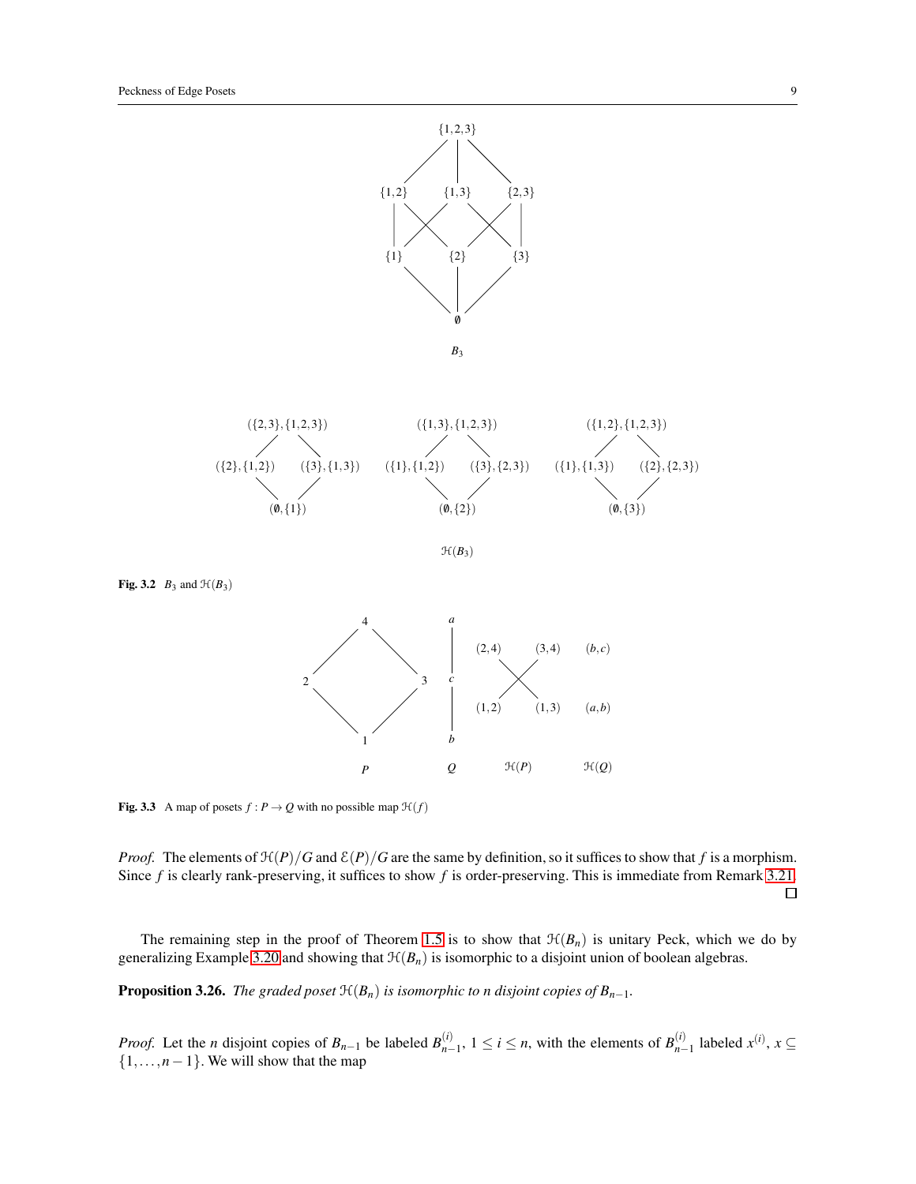Fig. 3.2 $B_3$ and $\mathcal{H}(B_3)$

Fig. 3.3 A map of posets $f : P \to Q$ with no possible map $\mathcal{H}(f)$

*Proof.* The elements of $\mathcal{H}(P)/G$ and $\mathcal{E}(P)/G$ are the same by definition, so it suffices to show that $f$ is a morphism. Since $f$ is clearly rank-preserving, it suffices to show $f$ is order-preserving. This is immediate from Remark 3.21. $\square$

The remaining step in the proof of Theorem 1.5 is to show that $\mathcal{H}(B_n)$ is unitary Peck, which we do by generalizing Example 3.20 and showing that $\mathcal{H}(B_n)$ is isomorphic to a disjoint union of boolean algebras.

**Proposition 3.26.** *The graded poset $\mathcal{H}(B_n)$ is isomorphic to $n$ disjoint copies of $B_{n-1}$.*

*Proof.* Let the $n$ disjoint copies of $B_{n-1}$ be labeled $B_{n-1}^{(i)}$, $1 \le i \le n$, with the elements of $B_{n-1}^{(i)}$ labeled $x^{(i)}$, $x \subseteq \{1, \ldots, n-1\}$. We will show that the map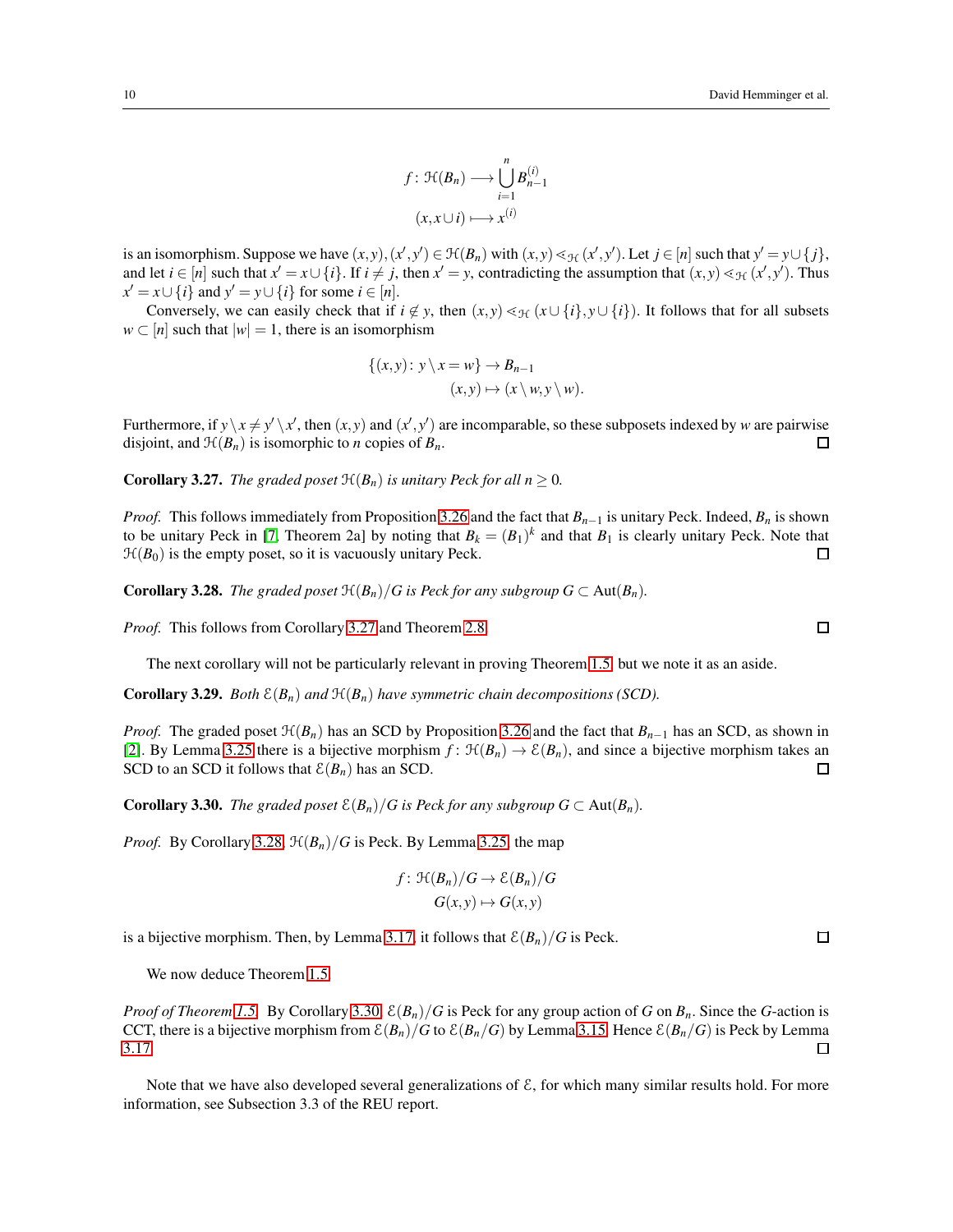$$f\colon \mathcal{H}(B_n) \longrightarrow \bigcup_{i=1}^{n} B_{n-1}^{(i)}$$
$$(x, x\cup i) \longmapsto x^{(i)}$$

is an isomorphism. Suppose we have $(x,y),(x',y') \in \mathcal{H}(B_n)$ with $(x,y) \lessdot_{\mathcal{H}} (x',y')$. Let $j \in [n]$ such that $y' = y \cup \{j\}$, and let $i \in [n]$ such that $x' = x \cup \{i\}$. If $i \neq j$, then $x' = y$, contradicting the assumption that $(x,y) \lessdot_{\mathcal{H}} (x',y')$. Thus $x' = x \cup \{i\}$ and $y' = y \cup \{i\}$ for some $i \in [n]$.

Conversely, we can easily check that if $i \notin y$, then $(x,y) \lessdot_{\mathcal{H}} (x\cup\{i\}, y\cup\{i\})$. It follows that for all subsets $w \subset [n]$ such that $|w| = 1$, there is an isomorphism

$$\{(x,y)\colon y \setminus x = w\} \to B_{n-1}$$
$$(x,y) \mapsto (x \setminus w, y \setminus w).$$

Furthermore, if $y \setminus x \neq y' \setminus x'$, then $(x,y)$ and $(x',y')$ are incomparable, so these subposets indexed by $w$ are pairwise disjoint, and $\mathcal{H}(B_n)$ is isomorphic to $n$ copies of $B_n$. □

**Corollary 3.27.** *The graded poset $\mathcal{H}(B_n)$ is unitary Peck for all $n \geq 0$.*

*Proof.* This follows immediately from Proposition 3.26 and the fact that $B_{n-1}$ is unitary Peck. Indeed, $B_n$ is shown to be unitary Peck in [7, Theorem 2a] by noting that $B_k = (B_1)^k$ and that $B_1$ is clearly unitary Peck. Note that $\mathcal{H}(B_0)$ is the empty poset, so it is vacuously unitary Peck. □

**Corollary 3.28.** *The graded poset $\mathcal{H}(B_n)/G$ is Peck for any subgroup $G \subset \mathrm{Aut}(B_n)$.*

*Proof.* This follows from Corollary 3.27 and Theorem 2.8. □

The next corollary will not be particularly relevant in proving Theorem 1.5, but we note it as an aside.

**Corollary 3.29.** *Both $\mathcal{E}(B_n)$ and $\mathcal{H}(B_n)$ have symmetric chain decompositions (SCD).*

*Proof.* The graded poset $\mathcal{H}(B_n)$ has an SCD by Proposition 3.26 and the fact that $B_{n-1}$ has an SCD, as shown in [2]. By Lemma 3.25 there is a bijective morphism $f\colon \mathcal{H}(B_n) \to \mathcal{E}(B_n)$, and since a bijective morphism takes an SCD to an SCD it follows that $\mathcal{E}(B_n)$ has an SCD. □

**Corollary 3.30.** *The graded poset $\mathcal{E}(B_n)/G$ is Peck for any subgroup $G \subset \mathrm{Aut}(B_n)$.*

*Proof.* By Corollary 3.28, $\mathcal{H}(B_n)/G$ is Peck. By Lemma 3.25, the map

$$f\colon \mathcal{H}(B_n)/G \to \mathcal{E}(B_n)/G$$
$$G(x,y) \mapsto G(x,y)$$

is a bijective morphism. Then, by Lemma 3.17, it follows that $\mathcal{E}(B_n)/G$ is Peck. □

We now deduce Theorem 1.5.

*Proof of Theorem 1.5.* By Corollary 3.30, $\mathcal{E}(B_n)/G$ is Peck for any group action of $G$ on $B_n$. Since the $G$-action is CCT, there is a bijective morphism from $\mathcal{E}(B_n)/G$ to $\mathcal{E}(B_n/G)$ by Lemma 3.15. Hence $\mathcal{E}(B_n/G)$ is Peck by Lemma 3.17. □

Note that we have also developed several generalizations of $\mathcal{E}$, for which many similar results hold. For more information, see Subsection 3.3 of the REU report.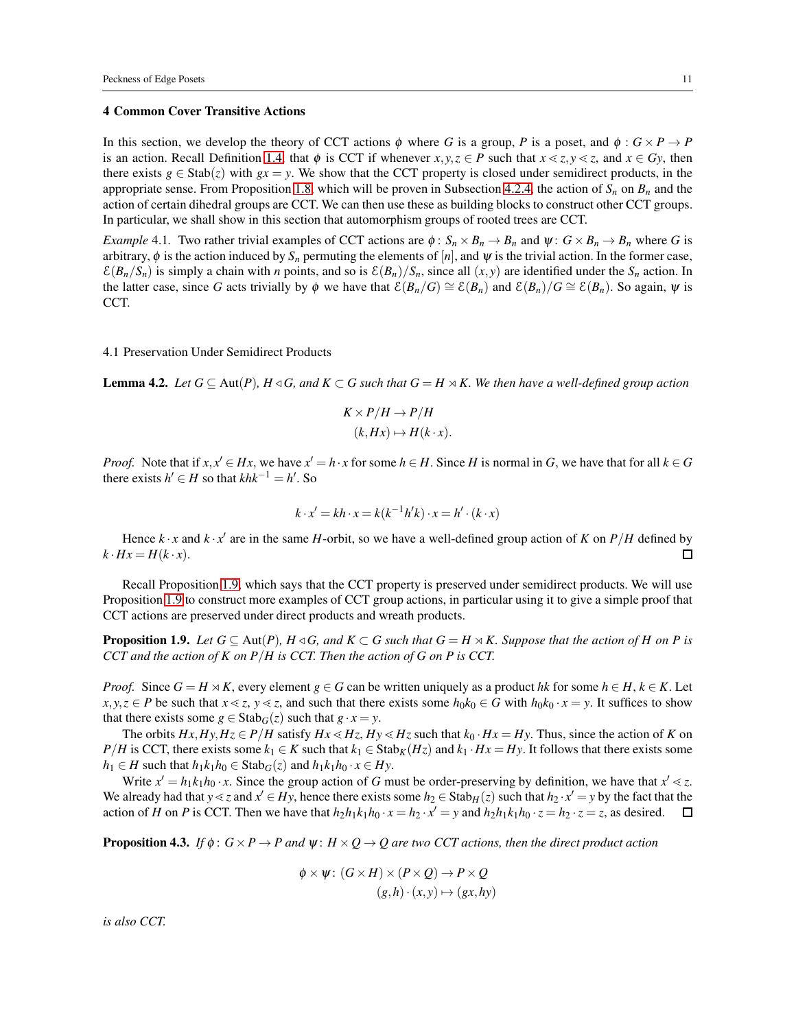## 4 Common Cover Transitive Actions

In this section, we develop the theory of CCT actions $\phi$ where $G$ is a group, $P$ is a poset, and $\phi : G \times P \to P$ is an action. Recall Definition 1.4 that $\phi$ is CCT if whenever $x, y, z \in P$ such that $x \lessdot z, y \lessdot z$, and $x \in Gy$, then there exists $g \in \mathrm{Stab}(z)$ with $gx = y$. We show that the CCT property is closed under semidirect products, in the appropriate sense. From Proposition 1.8, which will be proven in Subsection 4.2.4, the action of $S_n$ on $B_n$ and the action of certain dihedral groups are CCT. We can then use these as building blocks to construct other CCT groups. In particular, we shall show in this section that automorphism groups of rooted trees are CCT.

*Example* 4.1. Two rather trivial examples of CCT actions are $\phi\colon S_n \times B_n \to B_n$ and $\psi\colon G \times B_n \to B_n$ where $G$ is arbitrary, $\phi$ is the action induced by $S_n$ permuting the elements of $[n]$, and $\psi$ is the trivial action. In the former case, $\mathcal{E}(B_n/S_n)$ is simply a chain with $n$ points, and so is $\mathcal{E}(B_n)/S_n$, since all $(x, y)$ are identified under the $S_n$ action. In the latter case, since $G$ acts trivially by $\phi$ we have that $\mathcal{E}(B_n/G) \cong \mathcal{E}(B_n)$ and $\mathcal{E}(B_n)/G \cong \mathcal{E}(B_n)$. So again, $\psi$ is CCT.

### 4.1 Preservation Under Semidirect Products

**Lemma 4.2.** *Let $G \subseteq \mathrm{Aut}(P)$, $H \triangleleft G$, and $K \subset G$ such that $G = H \rtimes K$. We then have a well-defined group action*

$$K \times P/H \to P/H$$
$$(k, Hx) \mapsto H(k \cdot x).$$

*Proof.* Note that if $x, x' \in Hx$, we have $x' = h \cdot x$ for some $h \in H$. Since $H$ is normal in $G$, we have that for all $k \in G$ there exists $h' \in H$ so that $khk^{-1} = h'$. So

$$k \cdot x' = kh \cdot x = k(k^{-1}h'k) \cdot x = h' \cdot (k \cdot x)$$

Hence $k \cdot x$ and $k \cdot x'$ are in the same $H$-orbit, so we have a well-defined group action of $K$ on $P/H$ defined by $k \cdot Hx = H(k \cdot x)$. □

Recall Proposition 1.9, which says that the CCT property is preserved under semidirect products. We will use Proposition 1.9 to construct more examples of CCT group actions, in particular using it to give a simple proof that CCT actions are preserved under direct products and wreath products.

**Proposition 1.9.** *Let $G \subseteq \mathrm{Aut}(P)$, $H \triangleleft G$, and $K \subset G$ such that $G = H \rtimes K$. Suppose that the action of $H$ on $P$ is CCT and the action of $K$ on $P/H$ is CCT. Then the action of $G$ on $P$ is CCT.*

*Proof.* Since $G = H \rtimes K$, every element $g \in G$ can be written uniquely as a product $hk$ for some $h \in H$, $k \in K$. Let $x, y, z \in P$ be such that $x \lessdot z$, $y \lessdot z$, and such that there exists some $h_0k_0 \in G$ with $h_0k_0 \cdot x = y$. It suffices to show that there exists some $g \in \mathrm{Stab}_G(z)$ such that $g \cdot x = y$.

The orbits $Hx, Hy, Hz \in P/H$ satisfy $Hx \lessdot Hz, Hy \lessdot Hz$ such that $k_0 \cdot Hx = Hy$. Thus, since the action of $K$ on $P/H$ is CCT, there exists some $k_1 \in K$ such that $k_1 \in \mathrm{Stab}_K(Hz)$ and $k_1 \cdot Hx = Hy$. It follows that there exists some $h_1 \in H$ such that $h_1k_1h_0 \in \mathrm{Stab}_G(z)$ and $h_1k_1h_0 \cdot x \in Hy$.

Write $x' = h_1k_1h_0 \cdot x$. Since the group action of $G$ must be order-preserving by definition, we have that $x' \lessdot z$. We already had that $y \lessdot z$ and $x' \in Hy$, hence there exists some $h_2 \in \mathrm{Stab}_H(z)$ such that $h_2 \cdot x' = y$ by the fact that the action of $H$ on $P$ is CCT. Then we have that $h_2h_1k_1h_0 \cdot x = h_2 \cdot x' = y$ and $h_2h_1k_1h_0 \cdot z = h_2 \cdot z = z$, as desired. □

**Proposition 4.3.** *If $\phi\colon G \times P \to P$ and $\psi\colon H \times Q \to Q$ are two CCT actions, then the direct product action*

$$\phi \times \psi\colon (G \times H) \times (P \times Q) \to P \times Q$$
$$(g, h) \cdot (x, y) \mapsto (gx, hy)$$

*is also CCT.*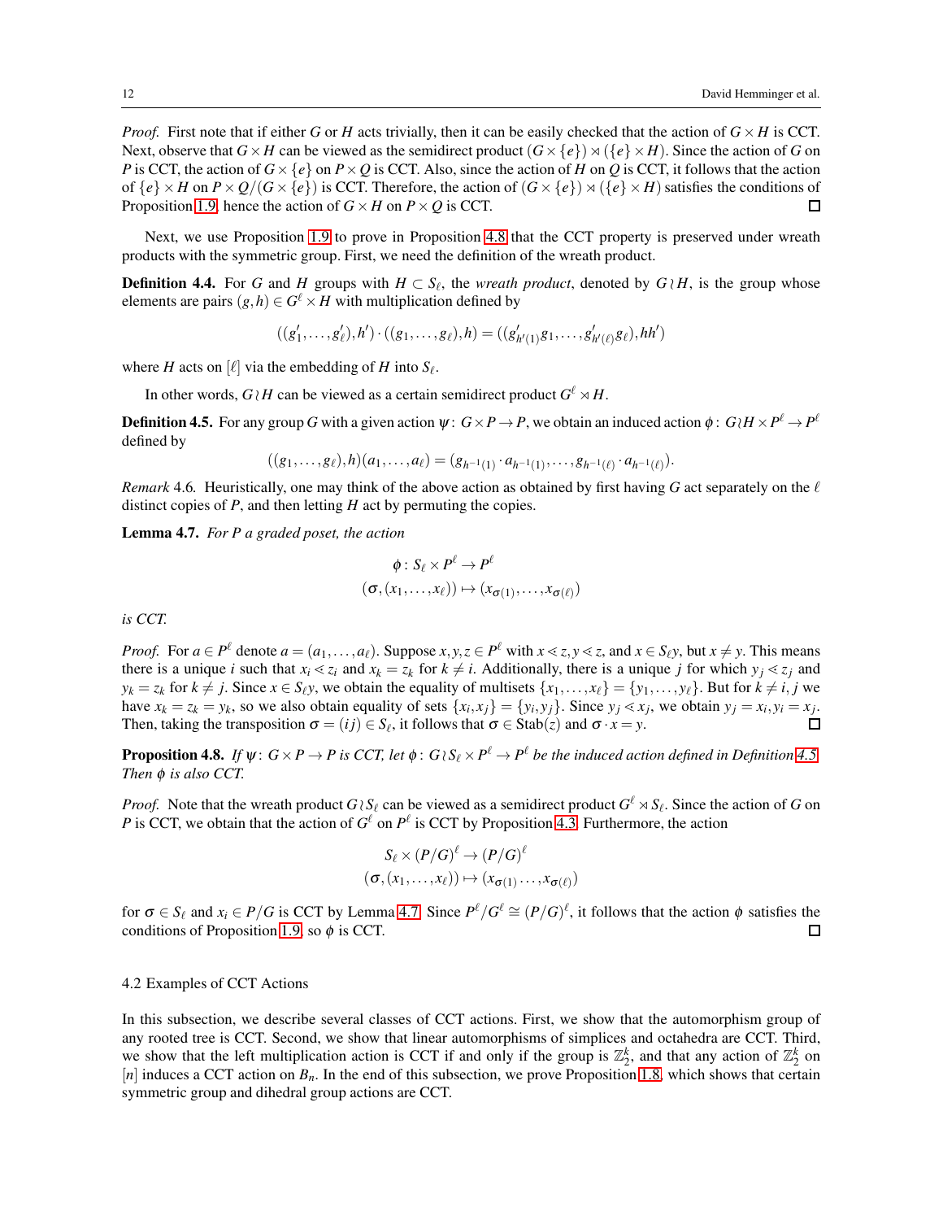*Proof.* First note that if either $G$ or $H$ acts trivially, then it can be easily checked that the action of $G \times H$ is CCT. Next, observe that $G \times H$ can be viewed as the semidirect product $(G \times \{e\}) \rtimes (\{e\} \times H)$. Since the action of $G$ on $P$ is CCT, the action of $G \times \{e\}$ on $P \times Q$ is CCT. Also, since the action of $H$ on $Q$ is CCT, it follows that the action of $\{e\} \times H$ on $P \times Q/(G \times \{e\})$ is CCT. Therefore, the action of $(G \times \{e\}) \rtimes (\{e\} \times H)$ satisfies the conditions of Proposition 1.9, hence the action of $G \times H$ on $P \times Q$ is CCT. □

Next, we use Proposition 1.9 to prove in Proposition 4.8 that the CCT property is preserved under wreath products with the symmetric group. First, we need the definition of the wreath product.

**Definition 4.4.** For $G$ and $H$ groups with $H \subset S_\ell$, the *wreath product*, denoted by $G \wr H$, is the group whose elements are pairs $(g,h) \in G^\ell \times H$ with multiplication defined by

$$((g_1',\dots,g_\ell'),h') \cdot ((g_1,\dots,g_\ell),h) = ((g_{h'(1)}'g_1,\dots,g_{h'(\ell)}'g_\ell),hh')$$

where $H$ acts on $[\ell]$ via the embedding of $H$ into $S_\ell$.

In other words, $G \wr H$ can be viewed as a certain semidirect product $G^\ell \rtimes H$.

**Definition 4.5.** For any group $G$ with a given action $\psi\colon G \times P \to P$, we obtain an induced action $\phi\colon G \wr H \times P^\ell \to P^\ell$ defined by

$$((g_1,\dots,g_\ell),h)(a_1,\dots,a_\ell) = (g_{h^{-1}(1)} \cdot a_{h^{-1}(1)},\dots,g_{h^{-1}(\ell)} \cdot a_{h^{-1}(\ell)}).$$

*Remark* 4.6. Heuristically, one may think of the above action as obtained by first having $G$ act separately on the $\ell$ distinct copies of $P$, and then letting $H$ act by permuting the copies.

**Lemma 4.7.** *For $P$ a graded poset, the action*

$$\phi\colon S_\ell \times P^\ell \to P^\ell$$
$$(\sigma,(x_1,\dots,x_\ell)) \mapsto (x_{\sigma(1)},\dots,x_{\sigma(\ell)})$$

*is CCT.*

*Proof.* For $a \in P^\ell$ denote $a = (a_1,\dots,a_\ell)$. Suppose $x,y,z \in P^\ell$ with $x \lessdot z, y \lessdot z$, and $x \in S_\ell y$, but $x \neq y$. This means there is a unique $i$ such that $x_i \lessdot z_i$ and $x_k = z_k$ for $k \neq i$. Additionally, there is a unique $j$ for which $y_j \lessdot z_j$ and $y_k = z_k$ for $k \neq j$. Since $x \in S_\ell y$, we obtain the equality of multisets $\{x_1,\dots,x_\ell\} = \{y_1,\dots,y_\ell\}$. But for $k \neq i,j$ we have $x_k = z_k = y_k$, so we also obtain equality of sets $\{x_i,x_j\} = \{y_i,y_j\}$. Since $y_j \lessdot x_j$, we obtain $y_j = x_i, y_i = x_j$. Then, taking the transposition $\sigma = (ij) \in S_\ell$, it follows that $\sigma \in \mathrm{Stab}(z)$ and $\sigma \cdot x = y$. □

**Proposition 4.8.** *If $\psi\colon G \times P \to P$ is CCT, let $\phi\colon G \wr S_\ell \times P^\ell \to P^\ell$ be the induced action defined in Definition 4.5. Then $\phi$ is also CCT.*

*Proof.* Note that the wreath product $G \wr S_\ell$ can be viewed as a semidirect product $G^\ell \rtimes S_\ell$. Since the action of $G$ on $P$ is CCT, we obtain that the action of $G^\ell$ on $P^\ell$ is CCT by Proposition 4.3. Furthermore, the action

$$S_\ell \times (P/G)^\ell \to (P/G)^\ell$$
$$(\sigma,(x_1,\dots,x_\ell)) \mapsto (x_{\sigma(1)}\dots,x_{\sigma(\ell)})$$

for $\sigma \in S_\ell$ and $x_i \in P/G$ is CCT by Lemma 4.7. Since $P^\ell/G^\ell \cong (P/G)^\ell$, it follows that the action $\phi$ satisfies the conditions of Proposition 1.9, so $\phi$ is CCT. □

### 4.2 Examples of CCT Actions

In this subsection, we describe several classes of CCT actions. First, we show that the automorphism group of any rooted tree is CCT. Second, we show that linear automorphisms of simplices and octahedra are CCT. Third, we show that the left multiplication action is CCT if and only if the group is $\mathbb{Z}_2^k$, and that any action of $\mathbb{Z}_2^k$ on $[n]$ induces a CCT action on $B_n$. In the end of this subsection, we prove Proposition 1.8, which shows that certain symmetric group and dihedral group actions are CCT.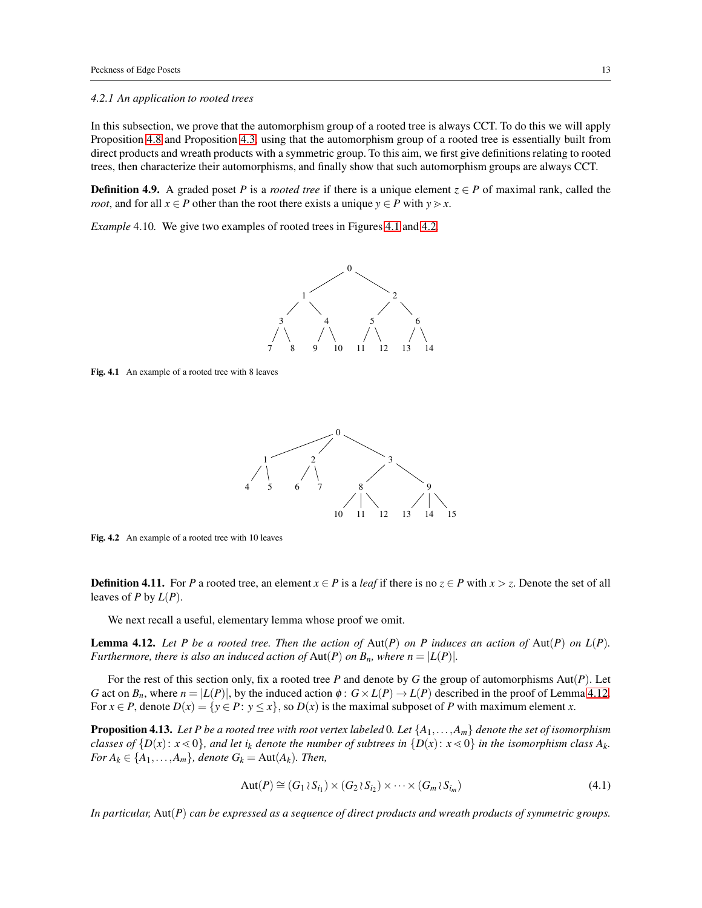#### 4.2.1 An application to rooted trees

In this subsection, we prove that the automorphism group of a rooted tree is always CCT. To do this we will apply Proposition 4.8 and Proposition 4.3, using that the automorphism group of a rooted tree is essentially built from direct products and wreath products with a symmetric group. To this aim, we first give definitions relating to rooted trees, then characterize their automorphisms, and finally show that such automorphism groups are always CCT.

**Definition 4.9.** A graded poset $P$ is a *rooted tree* if there is a unique element $z \in P$ of maximal rank, called the *root*, and for all $x \in P$ other than the root there exists a unique $y \in P$ with $y \gtrdot x$.

*Example* 4.10. We give two examples of rooted trees in Figures 4.1 and 4.2.

**Fig. 4.1** An example of a rooted tree with 8 leaves

**Fig. 4.2** An example of a rooted tree with 10 leaves

**Definition 4.11.** For $P$ a rooted tree, an element $x \in P$ is a *leaf* if there is no $z \in P$ with $x > z$. Denote the set of all leaves of $P$ by $L(P)$.

We next recall a useful, elementary lemma whose proof we omit.

**Lemma 4.12.** *Let $P$ be a rooted tree. Then the action of $\operatorname{Aut}(P)$ on $P$ induces an action of $\operatorname{Aut}(P)$ on $L(P)$. Furthermore, there is also an induced action of $\operatorname{Aut}(P)$ on $B_n$, where $n = |L(P)|$.*

For the rest of this section only, fix a rooted tree $P$ and denote by $G$ the group of automorphisms $\operatorname{Aut}(P)$. Let $G$ act on $B_n$, where $n = |L(P)|$, by the induced action $\phi \colon G \times L(P) \to L(P)$ described in the proof of Lemma 4.12. For $x \in P$, denote $D(x) = \{y \in P \colon y \leq x\}$, so $D(x)$ is the maximal subposet of $P$ with maximum element $x$.

**Proposition 4.13.** *Let $P$ be a rooted tree with root vertex labeled 0. Let $\{A_1, \ldots, A_m\}$ denote the set of isomorphism classes of $\{D(x) \colon x \lessdot 0\}$, and let $i_k$ denote the number of subtrees in $\{D(x) \colon x \lessdot 0\}$ in the isomorphism class $A_k$. For $A_k \in \{A_1, \ldots, A_m\}$, denote $G_k = \operatorname{Aut}(A_k)$. Then,*

$$\operatorname{Aut}(P) \cong (G_1 \wr S_{i_1}) \times (G_2 \wr S_{i_2}) \times \cdots \times (G_m \wr S_{i_m}) \tag{4.1}$$

*In particular, $\operatorname{Aut}(P)$ can be expressed as a sequence of direct products and wreath products of symmetric groups.*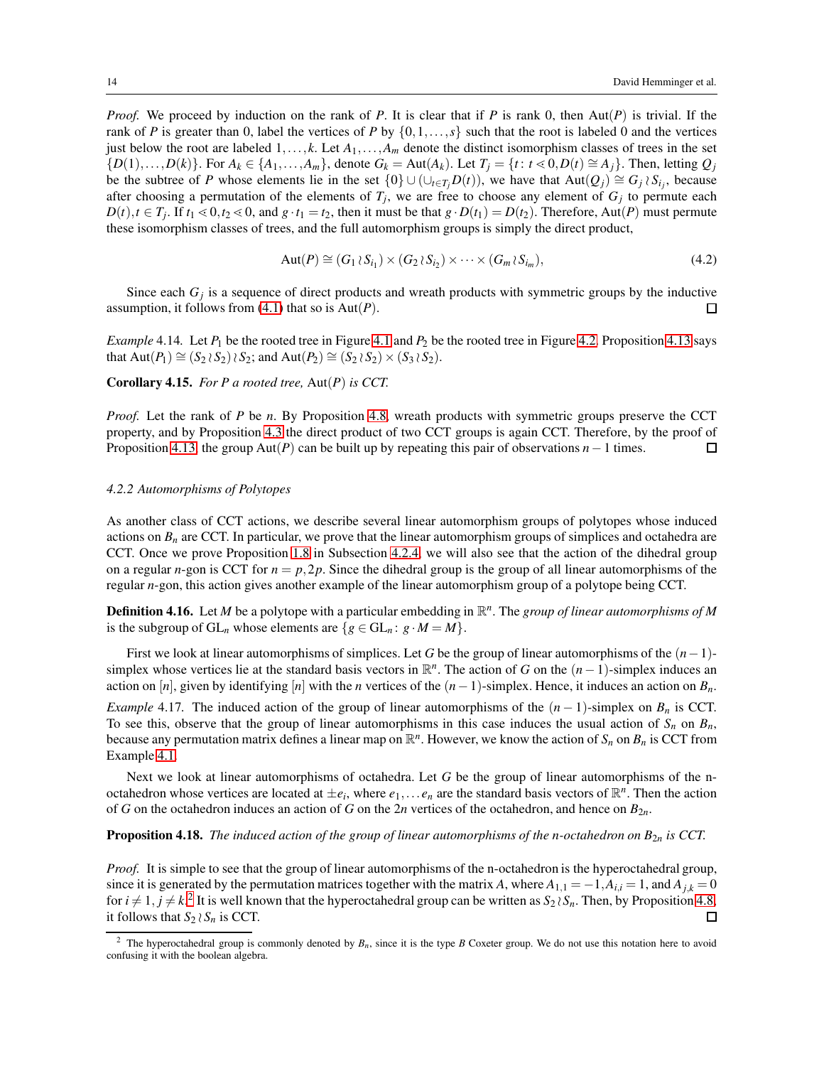*Proof.* We proceed by induction on the rank of $P$. It is clear that if $P$ is rank 0, then $\mathrm{Aut}(P)$ is trivial. If the rank of $P$ is greater than 0, label the vertices of $P$ by $\{0,1,\dots,s\}$ such that the root is labeled 0 and the vertices just below the root are labeled $1,\dots,k$. Let $A_1,\dots,A_m$ denote the distinct isomorphism classes of trees in the set $\{D(1),\dots,D(k)\}$. For $A_k \in \{A_1,\dots,A_m\}$, denote $G_k = \mathrm{Aut}(A_k)$. Let $T_j = \{t \colon t \lessdot 0, D(t) \cong A_j\}$. Then, letting $Q_j$ be the subtree of $P$ whose elements lie in the set $\{0\} \cup (\cup_{t \in T_j} D(t))$, we have that $\mathrm{Aut}(Q_j) \cong G_j \wr S_{i_j}$, because after choosing a permutation of the elements of $T_j$, we are free to choose any element of $G_j$ to permute each $D(t), t \in T_j$. If $t_1 \lessdot 0, t_2 \lessdot 0$, and $g \cdot t_1 = t_2$, then it must be that $g \cdot D(t_1) = D(t_2)$. Therefore, $\mathrm{Aut}(P)$ must permute these isomorphism classes of trees, and the full automorphism groups is simply the direct product,

$$\mathrm{Aut}(P) \cong (G_1 \wr S_{i_1}) \times (G_2 \wr S_{i_2}) \times \cdots \times (G_m \wr S_{i_m}), \tag{4.2}$$

Since each $G_j$ is a sequence of direct products and wreath products with symmetric groups by the inductive assumption, it follows from (4.1) that so is $\mathrm{Aut}(P)$. ☐

*Example* 4.14. Let $P_1$ be the rooted tree in Figure 4.1 and $P_2$ be the rooted tree in Figure 4.2. Proposition 4.13 says that $\mathrm{Aut}(P_1) \cong (S_2 \wr S_2) \wr S_2$; and $\mathrm{Aut}(P_2) \cong (S_2 \wr S_2) \times (S_3 \wr S_2)$.

**Corollary 4.15.** *For $P$ a rooted tree,* $\mathrm{Aut}(P)$ *is CCT.*

*Proof.* Let the rank of $P$ be $n$. By Proposition 4.8, wreath products with symmetric groups preserve the CCT property, and by Proposition 4.3 the direct product of two CCT groups is again CCT. Therefore, by the proof of Proposition 4.13, the group $\mathrm{Aut}(P)$ can be built up by repeating this pair of observations $n-1$ times. ☐

#### *4.2.2 Automorphisms of Polytopes*

As another class of CCT actions, we describe several linear automorphism groups of polytopes whose induced actions on $B_n$ are CCT. In particular, we prove that the linear automorphism groups of simplices and octahedra are CCT. Once we prove Proposition 1.8 in Subsection 4.2.4, we will also see that the action of the dihedral group on a regular $n$-gon is CCT for $n = p, 2p$. Since the dihedral group is the group of all linear automorphisms of the regular $n$-gon, this action gives another example of the linear automorphism group of a polytope being CCT.

**Definition 4.16.** Let $M$ be a polytope with a particular embedding in $\mathbb{R}^n$. The *group of linear automorphisms of $M$* is the subgroup of $\mathrm{GL}_n$ whose elements are $\{g \in \mathrm{GL}_n \colon g \cdot M = M\}$.

First we look at linear automorphisms of simplices. Let $G$ be the group of linear automorphisms of the $(n-1)$-simplex whose vertices lie at the standard basis vectors in $\mathbb{R}^n$. The action of $G$ on the $(n-1)$-simplex induces an action on $[n]$, given by identifying $[n]$ with the $n$ vertices of the $(n-1)$-simplex. Hence, it induces an action on $B_n$.

*Example* 4.17. The induced action of the group of linear automorphisms of the $(n-1)$-simplex on $B_n$ is CCT. To see this, observe that the group of linear automorphisms in this case induces the usual action of $S_n$ on $B_n$, because any permutation matrix defines a linear map on $\mathbb{R}^n$. However, we know the action of $S_n$ on $B_n$ is CCT from Example 4.1.

Next we look at linear automorphisms of octahedra. Let $G$ be the group of linear automorphisms of the n-octahedron whose vertices are located at $\pm e_i$, where $e_1, \dots e_n$ are the standard basis vectors of $\mathbb{R}^n$. Then the action of $G$ on the octahedron induces an action of $G$ on the $2n$ vertices of the octahedron, and hence on $B_{2n}$.

**Proposition 4.18.** *The induced action of the group of linear automorphisms of the n-octahedron on $B_{2n}$ is CCT.*

*Proof.* It is simple to see that the group of linear automorphisms of the n-octahedron is the hyperoctahedral group, since it is generated by the permutation matrices together with the matrix $A$, where $A_{1,1} = -1, A_{i,i} = 1$, and $A_{j,k} = 0$ for $i \neq 1, j \neq k$.[2] It is well known that the hyperoctahedral group can be written as $S_2 \wr S_n$. Then, by Proposition 4.8, it follows that $S_2 \wr S_n$ is CCT. ☐

[2] The hyperoctahedral group is commonly denoted by $B_n$, since it is the type $B$ Coxeter group. We do not use this notation here to avoid confusing it with the boolean algebra.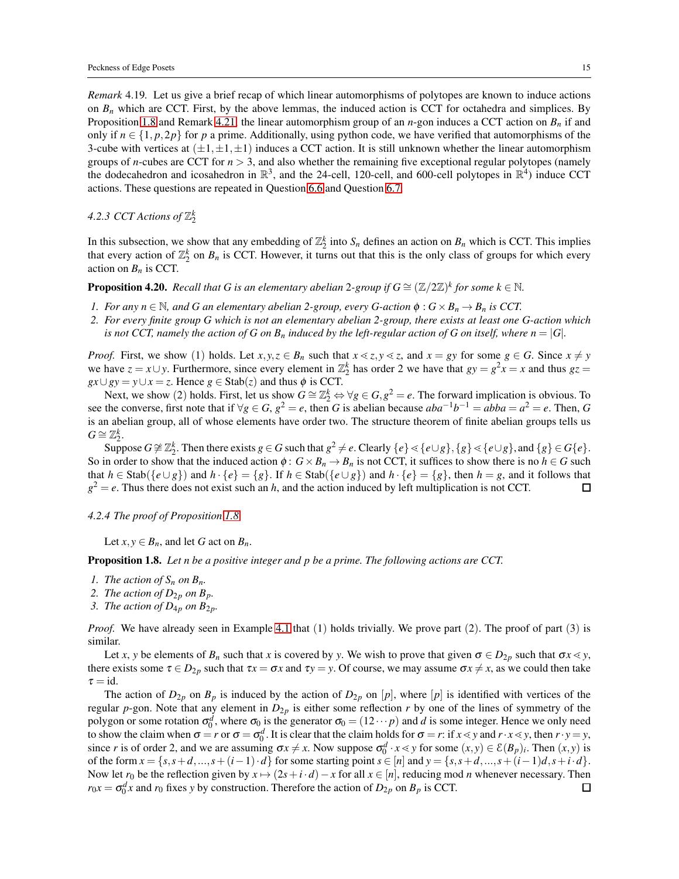*Remark* 4.19. Let us give a brief recap of which linear automorphisms of polytopes are known to induce actions on $B_n$ which are CCT. First, by the above lemmas, the induced action is CCT for octahedra and simplices. By Proposition 1.8 and Remark 4.21, the linear automorphism group of an $n$-gon induces a CCT action on $B_n$ if and only if $n \in \{1, p, 2p\}$ for $p$ a prime. Additionally, using python code, we have verified that automorphisms of the 3-cube with vertices at $(\pm 1, \pm 1, \pm 1)$ induces a CCT action. It is still unknown whether the linear automorphism groups of $n$-cubes are CCT for $n > 3$, and also whether the remaining five exceptional regular polytopes (namely the dodecahedron and icosahedron in $\mathbb{R}^3$, and the 24-cell, 120-cell, and 600-cell polytopes in $\mathbb{R}^4$) induce CCT actions. These questions are repeated in Question 6.6 and Question 6.7.

#### 4.2.3 CCT Actions of $\mathbb{Z}_2^k$

In this subsection, we show that any embedding of $\mathbb{Z}_2^k$ into $S_n$ defines an action on $B_n$ which is CCT. This implies that every action of $\mathbb{Z}_2^k$ on $B_n$ is CCT. However, it turns out that this is the only class of groups for which every action on $B_n$ is CCT.

**Proposition 4.20.** *Recall that G is an elementary abelian 2-group if $G \cong (\mathbb{Z}/2\mathbb{Z})^k$ for some $k \in \mathbb{N}$.*

1. *For any $n \in \mathbb{N}$, and G an elementary abelian 2-group, every G-action $\phi : G \times B_n \to B_n$ is CCT.*
2. *For every finite group G which is not an elementary abelian 2-group, there exists at least one G-action which is not CCT, namely the action of G on $B_n$ induced by the left-regular action of G on itself, where $n = |G|$.*

*Proof.* First, we show (1) holds. Let $x, y, z \in B_n$ such that $x \lessdot z, y \lessdot z$, and $x = gy$ for some $g \in G$. Since $x \neq y$ we have $z = x \cup y$. Furthermore, since every element in $\mathbb{Z}_2^k$ has order 2 we have that $gy = g^2 x = x$ and thus $gz = gx \cup gy = y \cup x = z$. Hence $g \in \text{Stab}(z)$ and thus $\phi$ is CCT.

Next, we show (2) holds. First, let us show $G \cong \mathbb{Z}_2^k \Leftrightarrow \forall g \in G, g^2 = e$. The forward implication is obvious. To see the converse, first note that if $\forall g \in G$, $g^2 = e$, then $G$ is abelian because $aba^{-1}b^{-1} = abba = a^2 = e$. Then, $G$ is an abelian group, all of whose elements have order two. The structure theorem of finite abelian groups tells us $G \cong \mathbb{Z}_2^k$.

Suppose $G \ncong \mathbb{Z}_2^k$. Then there exists $g \in G$ such that $g^2 \neq e$. Clearly $\{e\} \lessdot \{e \cup g\}, \{g\} \lessdot \{e \cup g\}$, and $\{g\} \in G\{e\}$. So in order to show that the induced action $\phi \colon G \times B_n \to B_n$ is not CCT, it suffices to show there is no $h \in G$ such that $h \in \text{Stab}(\{e \cup g\})$ and $h \cdot \{e\} = \{g\}$. If $h \in \text{Stab}(\{e \cup g\})$ and $h \cdot \{e\} = \{g\}$, then $h = g$, and it follows that $g^2 = e$. Thus there does not exist such an $h$, and the action induced by left multiplication is not CCT. $\square$

#### 4.2.4 The proof of Proposition 1.8

Let $x, y \in B_n$, and let $G$ act on $B_n$.

**Proposition 1.8.** *Let n be a positive integer and p be a prime. The following actions are CCT.*

1. *The action of $S_n$ on $B_n$.*
2. *The action of $D_{2p}$ on $B_p$.*
3. *The action of $D_{4p}$ on $B_{2p}$.*

*Proof.* We have already seen in Example 4.1 that (1) holds trivially. We prove part (2). The proof of part (3) is similar.

Let $x$, $y$ be elements of $B_n$ such that $x$ is covered by $y$. We wish to prove that given $\sigma \in D_{2p}$ such that $\sigma x \lessdot y$, there exists some $\tau \in D_{2p}$ such that $\tau x = \sigma x$ and $\tau y = y$. Of course, we may assume $\sigma x \neq x$, as we could then take $\tau = \text{id}$.

The action of $D_{2p}$ on $B_p$ is induced by the action of $D_{2p}$ on $[p]$, where $[p]$ is identified with vertices of the regular $p$-gon. Note that any element in $D_{2p}$ is either some reflection $r$ by one of the lines of symmetry of the polygon or some rotation $\sigma_0^d$, where $\sigma_0$ is the generator $\sigma_0 = (12\cdots p)$ and $d$ is some integer. Hence we only need to show the claim when $\sigma = r$ or $\sigma = \sigma_0^d$. It is clear that the claim holds for $\sigma = r$: if $x \lessdot y$ and $r \cdot x \lessdot y$, then $r \cdot y = y$, since $r$ is of order 2, and we are assuming $\sigma x \neq x$. Now suppose $\sigma_0^d \cdot x \lessdot y$ for some $(x, y) \in \mathcal{E}(B_p)_i$. Then $(x, y)$ is of the form $x = \{s, s+d, \ldots, s+(i-1)\cdot d\}$ for some starting point $s \in [n]$ and $y = \{s, s+d, \ldots, s+(i-1)d, s+i\cdot d\}$. Now let $r_0$ be the reflection given by $x \mapsto (2s+i\cdot d) - x$ for all $x \in [n]$, reducing mod $n$ whenever necessary. Then $r_0 x = \sigma_0^d x$ and $r_0$ fixes $y$ by construction. Therefore the action of $D_{2p}$ on $B_p$ is CCT. $\square$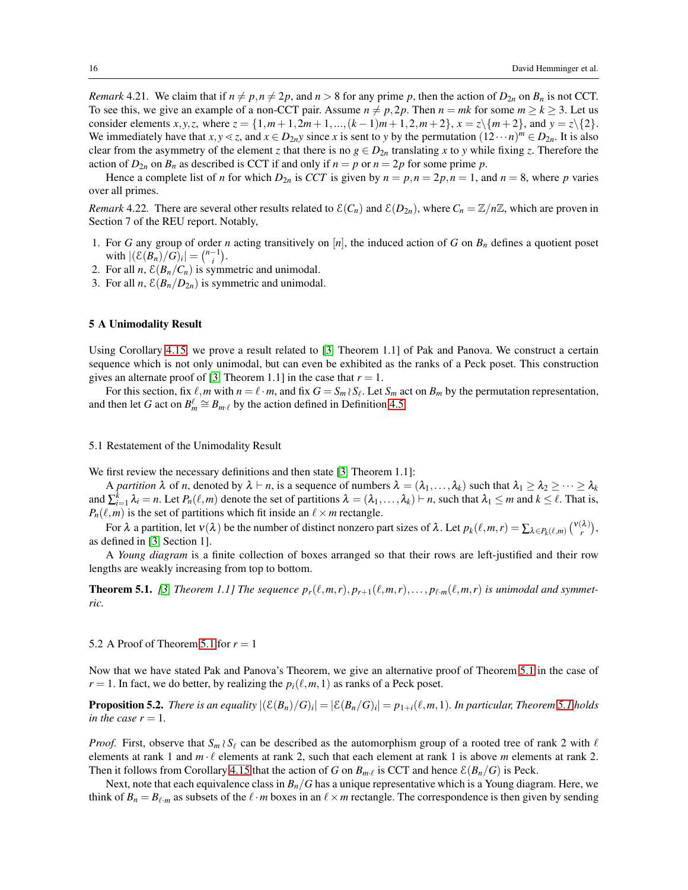*Remark* 4.21. We claim that if $n \neq p, n \neq 2p$, and $n > 8$ for any prime $p$, then the action of $D_{2n}$ on $B_n$ is not CCT. To see this, we give an example of a non-CCT pair. Assume $n \neq p, 2p$. Then $n = mk$ for some $m \geq k \geq 3$. Let us consider elements $x, y, z$, where $z = \{1, m+1, 2m+1, ..., (k-1)m+1, 2, m+2\}$, $x = z \backslash \{m+2\}$, and $y = z \backslash \{2\}$. We immediately have that $x, y \lessdot z$, and $x \in D_{2n}y$ since $x$ is sent to $y$ by the permutation $(12 \cdots n)^m \in D_{2n}$. It is also clear from the asymmetry of the element $z$ that there is no $g \in D_{2n}$ translating $x$ to $y$ while fixing $z$. Therefore the action of $D_{2n}$ on $B_n$ as described is CCT if and only if $n = p$ or $n = 2p$ for some prime $p$.

Hence a complete list of $n$ for which $D_{2n}$ is *CCT* is given by $n = p, n = 2p, n = 1$, and $n = 8$, where $p$ varies over all primes.

*Remark* 4.22. There are several other results related to $\mathcal{E}(C_n)$ and $\mathcal{E}(D_{2n})$, where $C_n = \mathbb{Z}/n\mathbb{Z}$, which are proven in Section 7 of the REU report. Notably,

1. For $G$ any group of order $n$ acting transitively on $[n]$, the induced action of $G$ on $B_n$ defines a quotient poset with $|(\mathcal{E}(B_n)/G)_i| = \binom{n-1}{i}$.
2. For all $n$, $\mathcal{E}(B_n/C_n)$ is symmetric and unimodal.
3. For all $n$, $\mathcal{E}(B_n/D_{2n})$ is symmetric and unimodal.

## 5 A Unimodality Result

Using Corollary 4.15, we prove a result related to [3, Theorem 1.1] of Pak and Panova. We construct a certain sequence which is not only unimodal, but can even be exhibited as the ranks of a Peck poset. This construction gives an alternate proof of [3, Theorem 1.1] in the case that $r = 1$.

For this section, fix $\ell, m$ with $n = \ell \cdot m$, and fix $G = S_m \wr S_\ell$. Let $S_m$ act on $B_m$ by the permutation representation, and then let $G$ act on $B_m^\ell \cong B_{m \cdot \ell}$ by the action defined in Definition 4.5.

### 5.1 Restatement of the Unimodality Result

We first review the necessary definitions and then state [3, Theorem 1.1]:

A *partition* $\lambda$ of $n$, denoted by $\lambda \vdash n$, is a sequence of numbers $\lambda = (\lambda_1, \ldots, \lambda_k)$ such that $\lambda_1 \geq \lambda_2 \geq \cdots \geq \lambda_k$ and $\sum_{i=1}^k \lambda_i = n$. Let $P_n(\ell, m)$ denote the set of partitions $\lambda = (\lambda_1, \ldots, \lambda_k) \vdash n$, such that $\lambda_1 \leq m$ and $k \leq \ell$. That is, $P_n(\ell, m)$ is the set of partitions which fit inside an $\ell \times m$ rectangle.

For $\lambda$ a partition, let $\nu(\lambda)$ be the number of distinct nonzero part sizes of $\lambda$. Let $p_k(\ell, m, r) = \sum_{\lambda \in P_k(\ell, m)} \binom{\nu(\lambda)}{r}$, as defined in [3, Section 1].

A *Young diagram* is a finite collection of boxes arranged so that their rows are left-justified and their row lengths are weakly increasing from top to bottom.

**Theorem 5.1.** *[3, Theorem 1.1] The sequence $p_r(\ell, m, r), p_{r+1}(\ell, m, r), \ldots, p_{\ell \cdot m}(\ell, m, r)$ is unimodal and symmetric.*

### 5.2 A Proof of Theorem 5.1 for $r = 1$

Now that we have stated Pak and Panova's Theorem, we give an alternative proof of Theorem 5.1 in the case of $r = 1$. In fact, we do better, by realizing the $p_i(\ell, m, 1)$ as ranks of a Peck poset.

**Proposition 5.2.** *There is an equality $|(\mathcal{E}(B_n)/G)_i| = |\mathcal{E}(B_n/G)_i| = p_{1+i}(\ell, m, 1)$. In particular, Theorem 5.1 holds in the case $r = 1$.*

*Proof.* First, observe that $S_m \wr S_\ell$ can be described as the automorphism group of a rooted tree of rank 2 with $\ell$ elements at rank 1 and $m \cdot \ell$ elements at rank 2, such that each element at rank 1 is above $m$ elements at rank 2. Then it follows from Corollary 4.15 that the action of $G$ on $B_{m \cdot \ell}$ is CCT and hence $\mathcal{E}(B_n/G)$ is Peck.

Next, note that each equivalence class in $B_n/G$ has a unique representative which is a Young diagram. Here, we think of $B_n = B_{\ell \cdot m}$ as subsets of the $\ell \cdot m$ boxes in an $\ell \times m$ rectangle. The correspondence is then given by sending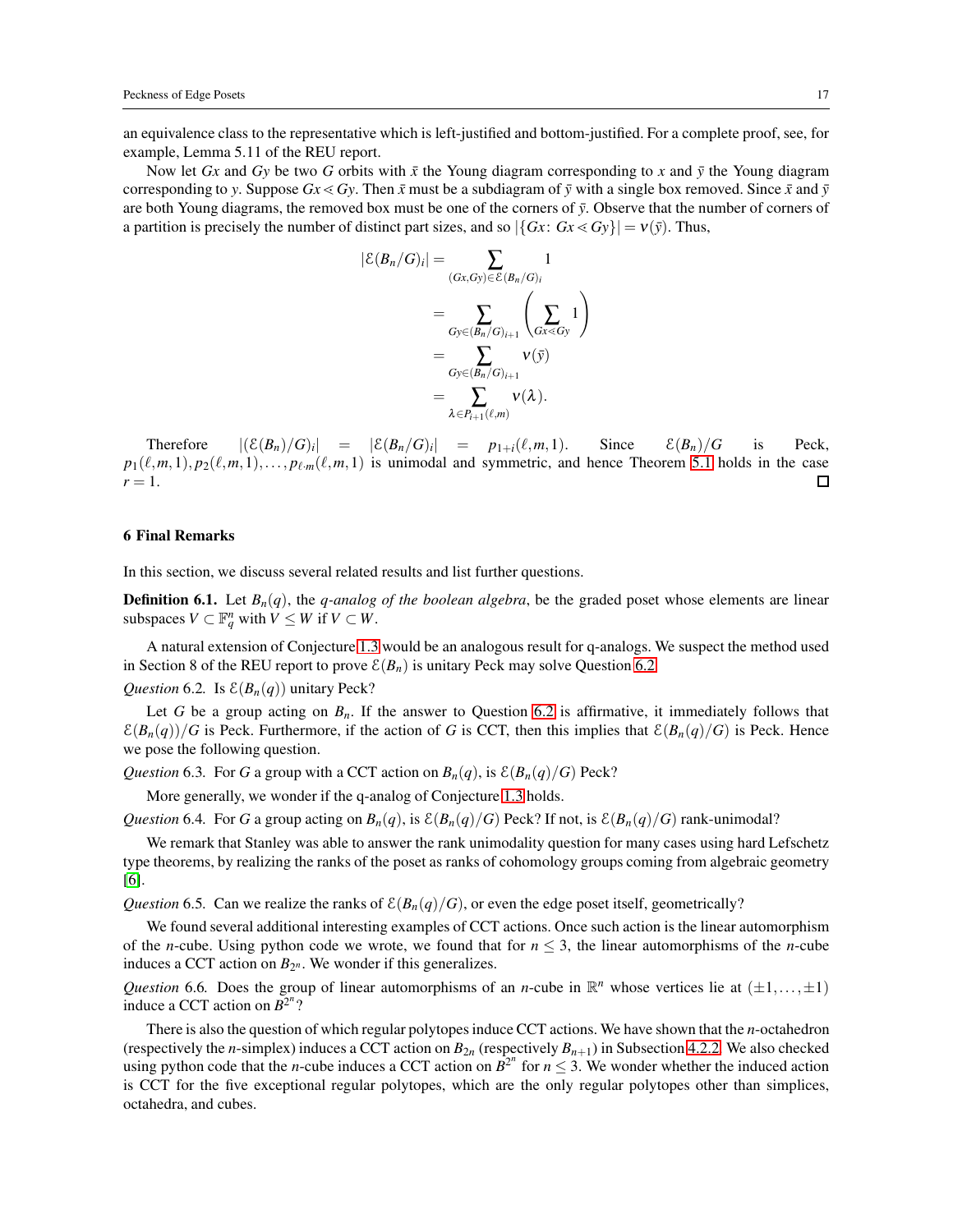an equivalence class to the representative which is left-justified and bottom-justified. For a complete proof, see, for example, Lemma 5.11 of the REU report.

Now let $Gx$ and $Gy$ be two $G$ orbits with $\bar{x}$ the Young diagram corresponding to $x$ and $\bar{y}$ the Young diagram corresponding to $y$. Suppose $Gx \lessdot Gy$. Then $\bar{x}$ must be a subdiagram of $\bar{y}$ with a single box removed. Since $\bar{x}$ and $\bar{y}$ are both Young diagrams, the removed box must be one of the corners of $\bar{y}$. Observe that the number of corners of a partition is precisely the number of distinct part sizes, and so $|\{Gx\colon\, Gx \lessdot Gy\}| = \nu(\bar{y})$. Thus,

$$
\begin{aligned}
|\mathcal{E}(B_n/G)_i| &= \sum_{(Gx,Gy)\in\mathcal{E}(B_n/G)_i} 1 \\
&= \sum_{Gy\in(B_n/G)_{i+1}} \left(\sum_{Gx\lessdot Gy} 1\right) \\
&= \sum_{Gy\in(B_n/G)_{i+1}} \nu(\bar{y}) \\
&= \sum_{\lambda\in P_{i+1}(\ell,m)} \nu(\lambda).
\end{aligned}
$$

Therefore $|(\mathcal{E}(B_n)/G)_i| = |\mathcal{E}(B_n/G)_i| = p_{1+i}(\ell,m,1)$. Since $\mathcal{E}(B_n)/G$ is Peck, $p_1(\ell,m,1), p_2(\ell,m,1), \ldots, p_{\ell\cdot m}(\ell,m,1)$ is unimodal and symmetric, and hence Theorem 5.1 holds in the case $r = 1$. □

## 6 Final Remarks

In this section, we discuss several related results and list further questions.

**Definition 6.1.** Let $B_n(q)$, the *q-analog of the boolean algebra*, be the graded poset whose elements are linear subspaces $V \subset \mathbb{F}_q^n$ with $V \leq W$ if $V \subset W$.

A natural extension of Conjecture 1.3 would be an analogous result for q-analogs. We suspect the method used in Section 8 of the REU report to prove $\mathcal{E}(B_n)$ is unitary Peck may solve Question 6.2.

*Question* 6.2. Is $\mathcal{E}(B_n(q))$ unitary Peck?

Let $G$ be a group acting on $B_n$. If the answer to Question 6.2 is affirmative, it immediately follows that $\mathcal{E}(B_n(q))/G$ is Peck. Furthermore, if the action of $G$ is CCT, then this implies that $\mathcal{E}(B_n(q)/G)$ is Peck. Hence we pose the following question.

*Question* 6.3. For $G$ a group with a CCT action on $B_n(q)$, is $\mathcal{E}(B_n(q)/G)$ Peck?

More generally, we wonder if the q-analog of Conjecture 1.3 holds.

*Question* 6.4. For $G$ a group acting on $B_n(q)$, is $\mathcal{E}(B_n(q)/G)$ Peck? If not, is $\mathcal{E}(B_n(q)/G)$ rank-unimodal?

We remark that Stanley was able to answer the rank unimodality question for many cases using hard Lefschetz type theorems, by realizing the ranks of the poset as ranks of cohomology groups coming from algebraic geometry [6].

*Question* 6.5. Can we realize the ranks of $\mathcal{E}(B_n(q)/G)$, or even the edge poset itself, geometrically?

We found several additional interesting examples of CCT actions. One such action is the linear automorphism of the $n$-cube. Using python code we wrote, we found that for $n \leq 3$, the linear automorphisms of the $n$-cube induces a CCT action on $B_{2^n}$. We wonder if this generalizes.

*Question* 6.6. Does the group of linear automorphisms of an $n$-cube in $\mathbb{R}^n$ whose vertices lie at $(\pm 1, \ldots, \pm 1)$ induce a CCT action on $B^{2^n}$?

There is also the question of which regular polytopes induce CCT actions. We have shown that the $n$-octahedron (respectively the $n$-simplex) induces a CCT action on $B_{2n}$ (respectively $B_{n+1}$) in Subsection 4.2.2. We also checked using python code that the $n$-cube induces a CCT action on $B^{2^n}$ for $n \leq 3$. We wonder whether the induced action is CCT for the five exceptional regular polytopes, which are the only regular polytopes other than simplices, octahedra, and cubes.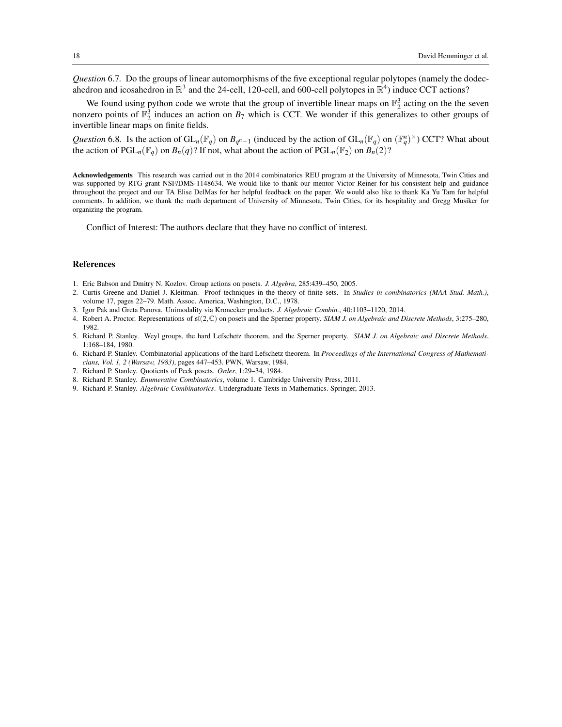*Question* 6.7. Do the groups of linear automorphisms of the five exceptional regular polytopes (namely the dodecahedron and icosahedron in $\mathbb{R}^3$ and the 24-cell, 120-cell, and 600-cell polytopes in $\mathbb{R}^4$) induce CCT actions?

We found using python code we wrote that the group of invertible linear maps on $\mathbb{F}_2^3$ acting on the the seven nonzero points of $\mathbb{F}_2^3$ induces an action on $B_7$ which is CCT. We wonder if this generalizes to other groups of invertible linear maps on finite fields.

*Question* 6.8. Is the action of $\mathrm{GL}_n(\mathbb{F}_q)$ on $B_{q^n-1}$ (induced by the action of $\mathrm{GL}_n(\mathbb{F}_q)$ on $(\mathbb{F}_q^n)^{\times}$) CCT? What about the action of $\mathrm{PGL}_n(\mathbb{F}_q)$ on $B_n(q)$? If not, what about the action of $\mathrm{PGL}_n(\mathbb{F}_2)$ on $B_n(2)$?

**Acknowledgements** This research was carried out in the 2014 combinatorics REU program at the University of Minnesota, Twin Cities and was supported by RTG grant NSF/DMS-1148634. We would like to thank our mentor Victor Reiner for his consistent help and guidance throughout the project and our TA Elise DelMas for her helpful feedback on the paper. We would also like to thank Ka Yu Tam for helpful comments. In addition, we thank the math department of University of Minnesota, Twin Cities, for its hospitality and Gregg Musiker for organizing the program.

Conflict of Interest: The authors declare that they have no conflict of interest.

## References

1. Eric Babson and Dmitry N. Kozlov. Group actions on posets. *J. Algebra*, 285:439–450, 2005.
2. Curtis Greene and Daniel J. Kleitman. Proof techniques in the theory of finite sets. In *Studies in combinatorics (MAA Stud. Math.)*, volume 17, pages 22–79. Math. Assoc. America, Washington, D.C., 1978.
3. Igor Pak and Greta Panova. Unimodality via Kronecker products. *J. Algebraic Combin.*, 40:1103–1120, 2014.
4. Robert A. Proctor. Representations of $\mathfrak{sl}(2,\mathbb{C})$ on posets and the Sperner property. *SIAM J. on Algebraic and Discrete Methods*, 3:275–280, 1982.
5. Richard P. Stanley. Weyl groups, the hard Lefschetz theorem, and the Sperner property. *SIAM J. on Algebraic and Discrete Methods*, 1:168–184, 1980.
6. Richard P. Stanley. Combinatorial applications of the hard Lefschetz theorem. In *Proceedings of the International Congress of Mathematicians, Vol. 1, 2 (Warsaw, 1983)*, pages 447–453. PWN, Warsaw, 1984.
7. Richard P. Stanley. Quotients of Peck posets. *Order*, 1:29–34, 1984.
8. Richard P. Stanley. *Enumerative Combinatorics*, volume 1. Cambridge University Press, 2011.
9. Richard P. Stanley. *Algebraic Combinatorics*. Undergraduate Texts in Mathematics. Springer, 2013.